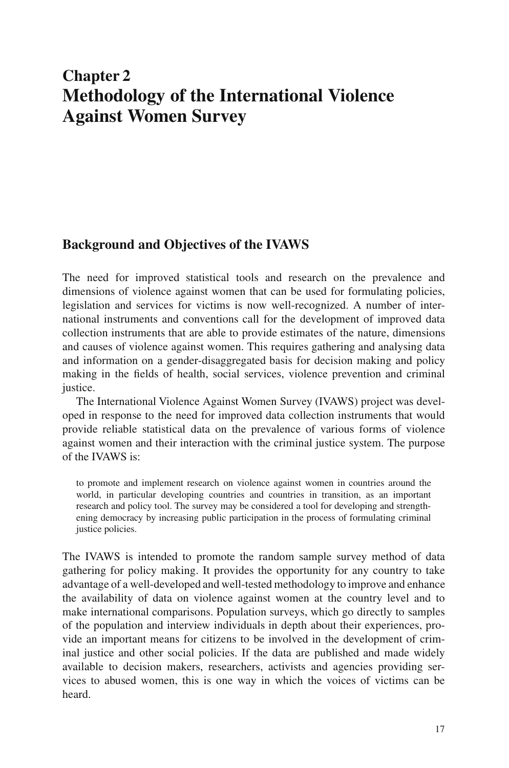# Chapter 2
# Methodology of the International Violence Against Women Survey

## Background and Objectives of the IVAWS

The need for improved statistical tools and research on the prevalence and dimensions of violence against women that can be used for formulating policies, legislation and services for victims is now well-recognized. A number of international instruments and conventions call for the development of improved data collection instruments that are able to provide estimates of the nature, dimensions and causes of violence against women. This requires gathering and analysing data and information on a gender-disaggregated basis for decision making and policy making in the fields of health, social services, violence prevention and criminal justice.

The International Violence Against Women Survey (IVAWS) project was developed in response to the need for improved data collection instruments that would provide reliable statistical data on the prevalence of various forms of violence against women and their interaction with the criminal justice system. The purpose of the IVAWS is:

> to promote and implement research on violence against women in countries around the world, in particular developing countries and countries in transition, as an important research and policy tool. The survey may be considered a tool for developing and strengthening democracy by increasing public participation in the process of formulating criminal justice policies.

The IVAWS is intended to promote the random sample survey method of data gathering for policy making. It provides the opportunity for any country to take advantage of a well-developed and well-tested methodology to improve and enhance the availability of data on violence against women at the country level and to make international comparisons. Population surveys, which go directly to samples of the population and interview individuals in depth about their experiences, provide an important means for citizens to be involved in the development of criminal justice and other social policies. If the data are published and made widely available to decision makers, researchers, activists and agencies providing services to abused women, this is one way in which the voices of victims can be heard.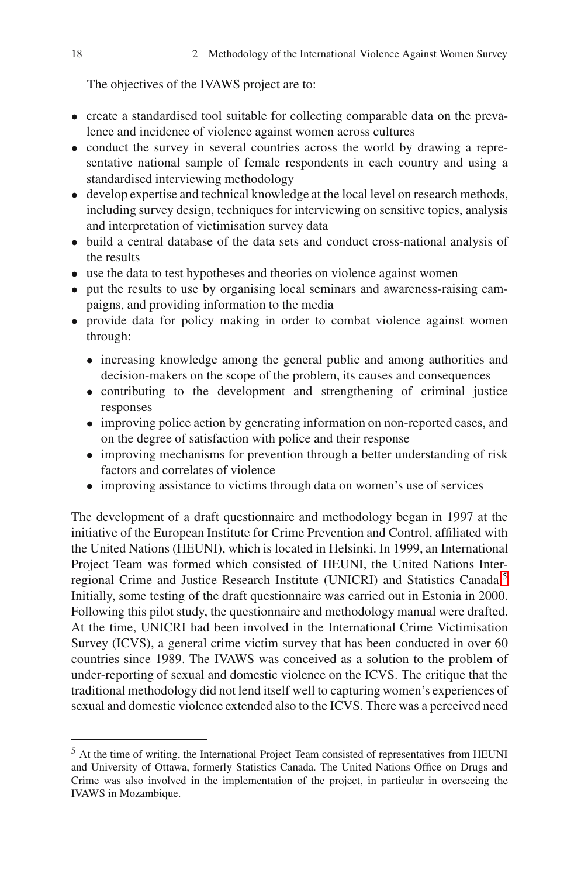The objectives of the IVAWS project are to:

- create a standardised tool suitable for collecting comparable data on the prevalence and incidence of violence against women across cultures
- conduct the survey in several countries across the world by drawing a representative national sample of female respondents in each country and using a standardised interviewing methodology
- develop expertise and technical knowledge at the local level on research methods, including survey design, techniques for interviewing on sensitive topics, analysis and interpretation of victimisation survey data
- build a central database of the data sets and conduct cross-national analysis of the results
- use the data to test hypotheses and theories on violence against women
- put the results to use by organising local seminars and awareness-raising campaigns, and providing information to the media
- provide data for policy making in order to combat violence against women through:
  - increasing knowledge among the general public and among authorities and decision-makers on the scope of the problem, its causes and consequences
  - contributing to the development and strengthening of criminal justice responses
  - improving police action by generating information on non-reported cases, and on the degree of satisfaction with police and their response
  - improving mechanisms for prevention through a better understanding of risk factors and correlates of violence
  - improving assistance to victims through data on women's use of services

The development of a draft questionnaire and methodology began in 1997 at the initiative of the European Institute for Crime Prevention and Control, affiliated with the United Nations (HEUNI), which is located in Helsinki. In 1999, an International Project Team was formed which consisted of HEUNI, the United Nations Interregional Crime and Justice Research Institute (UNICRI) and Statistics Canada.[5] Initially, some testing of the draft questionnaire was carried out in Estonia in 2000. Following this pilot study, the questionnaire and methodology manual were drafted. At the time, UNICRI had been involved in the International Crime Victimisation Survey (ICVS), a general crime victim survey that has been conducted in over 60 countries since 1989. The IVAWS was conceived as a solution to the problem of under-reporting of sexual and domestic violence on the ICVS. The critique that the traditional methodology did not lend itself well to capturing women's experiences of sexual and domestic violence extended also to the ICVS. There was a perceived need

[5] At the time of writing, the International Project Team consisted of representatives from HEUNI and University of Ottawa, formerly Statistics Canada. The United Nations Office on Drugs and Crime was also involved in the implementation of the project, in particular in overseeing the IVAWS in Mozambique.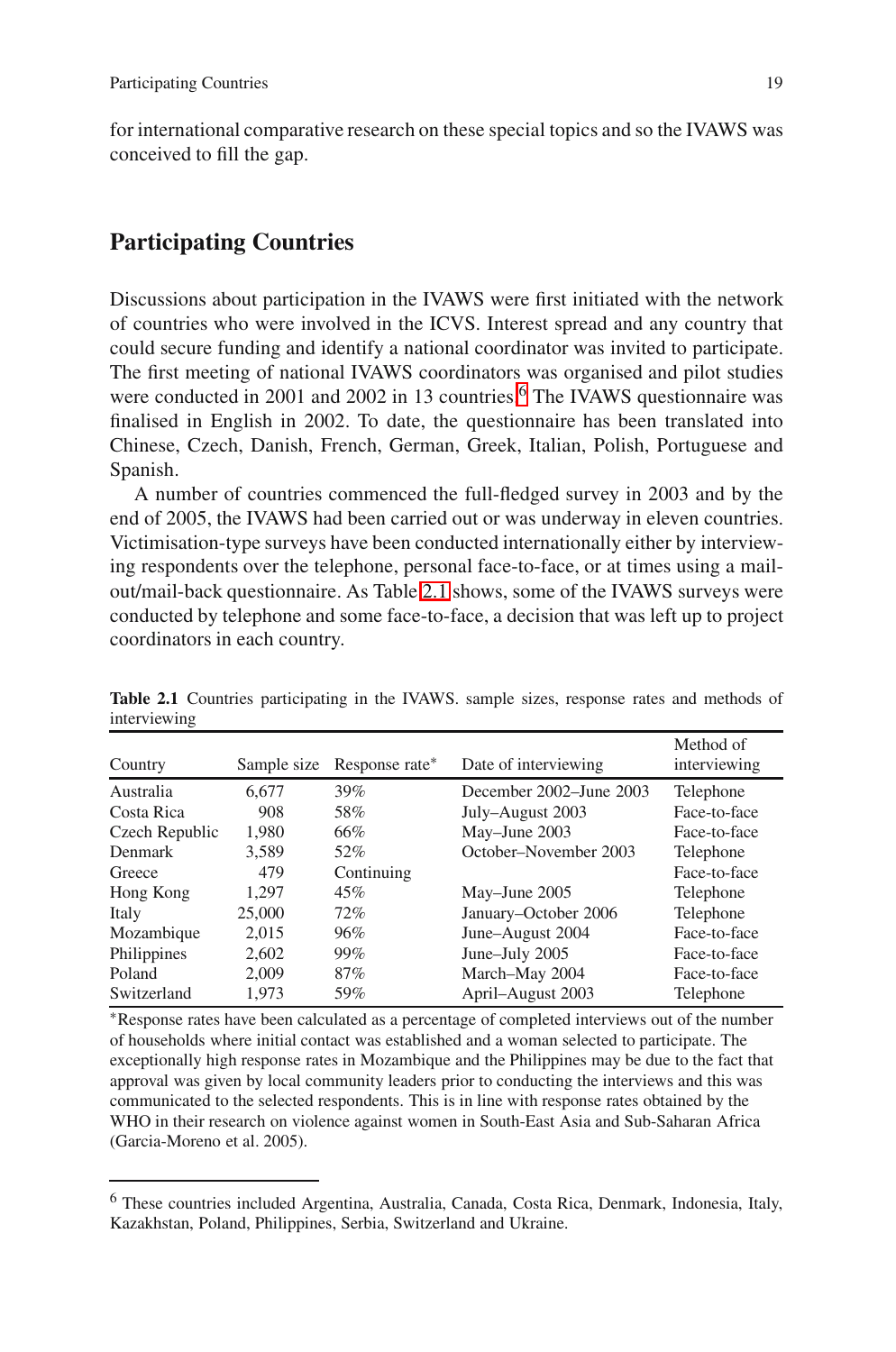for international comparative research on these special topics and so the IVAWS was conceived to fill the gap.

## Participating Countries

Discussions about participation in the IVAWS were first initiated with the network of countries who were involved in the ICVS. Interest spread and any country that could secure funding and identify a national coordinator was invited to participate. The first meeting of national IVAWS coordinators was organised and pilot studies were conducted in 2001 and 2002 in 13 countries.[6] The IVAWS questionnaire was finalised in English in 2002. To date, the questionnaire has been translated into Chinese, Czech, Danish, French, German, Greek, Italian, Polish, Portuguese and Spanish.

A number of countries commenced the full-fledged survey in 2003 and by the end of 2005, the IVAWS had been carried out or was underway in eleven countries. Victimisation-type surveys have been conducted internationally either by interviewing respondents over the telephone, personal face-to-face, or at times using a mail-out/mail-back questionnaire. As Table 2.1 shows, some of the IVAWS surveys were conducted by telephone and some face-to-face, a decision that was left up to project coordinators in each country.

**Table 2.1** Countries participating in the IVAWS. sample sizes, response rates and methods of interviewing

| Country | Sample size | Response rate* | Date of interviewing | Method of interviewing |
|---|---|---|---|---|
| Australia | 6,677 | 39% | December 2002–June 2003 | Telephone |
| Costa Rica | 908 | 58% | July–August 2003 | Face-to-face |
| Czech Republic | 1,980 | 66% | May–June 2003 | Face-to-face |
| Denmark | 3,589 | 52% | October–November 2003 | Telephone |
| Greece | 479 | Continuing | | Face-to-face |
| Hong Kong | 1,297 | 45% | May–June 2005 | Telephone |
| Italy | 25,000 | 72% | January–October 2006 | Telephone |
| Mozambique | 2,015 | 96% | June–August 2004 | Face-to-face |
| Philippines | 2,602 | 99% | June–July 2005 | Face-to-face |
| Poland | 2,009 | 87% | March–May 2004 | Face-to-face |
| Switzerland | 1,973 | 59% | April–August 2003 | Telephone |

*Response rates have been calculated as a percentage of completed interviews out of the number of households where initial contact was established and a woman selected to participate. The exceptionally high response rates in Mozambique and the Philippines may be due to the fact that approval was given by local community leaders prior to conducting the interviews and this was communicated to the selected respondents. This is in line with response rates obtained by the WHO in their research on violence against women in South-East Asia and Sub-Saharan Africa (Garcia-Moreno et al. 2005).

---

[6] These countries included Argentina, Australia, Canada, Costa Rica, Denmark, Indonesia, Italy, Kazakhstan, Poland, Philippines, Serbia, Switzerland and Ukraine.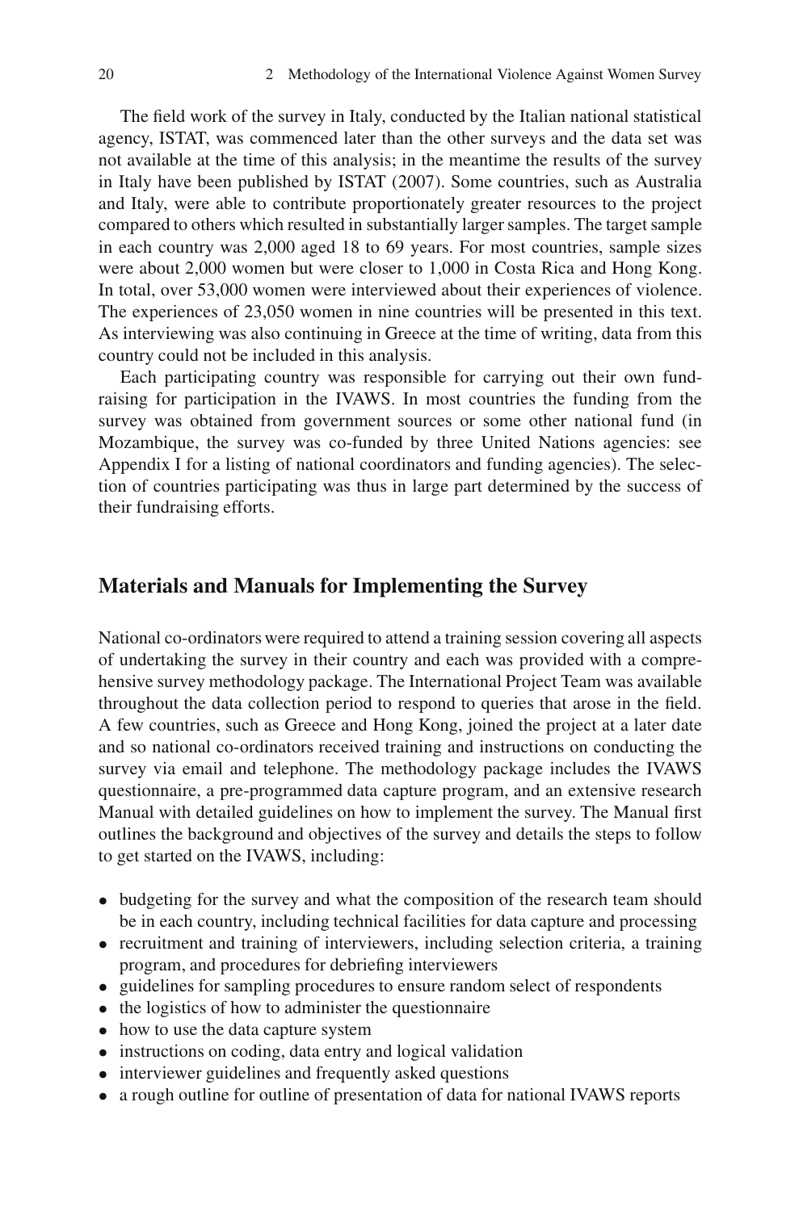The field work of the survey in Italy, conducted by the Italian national statistical agency, ISTAT, was commenced later than the other surveys and the data set was not available at the time of this analysis; in the meantime the results of the survey in Italy have been published by ISTAT (2007). Some countries, such as Australia and Italy, were able to contribute proportionately greater resources to the project compared to others which resulted in substantially larger samples. The target sample in each country was 2,000 aged 18 to 69 years. For most countries, sample sizes were about 2,000 women but were closer to 1,000 in Costa Rica and Hong Kong. In total, over 53,000 women were interviewed about their experiences of violence. The experiences of 23,050 women in nine countries will be presented in this text. As interviewing was also continuing in Greece at the time of writing, data from this country could not be included in this analysis.

Each participating country was responsible for carrying out their own fund-raising for participation in the IVAWS. In most countries the funding from the survey was obtained from government sources or some other national fund (in Mozambique, the survey was co-funded by three United Nations agencies: see Appendix I for a listing of national coordinators and funding agencies). The selection of countries participating was thus in large part determined by the success of their fundraising efforts.

## Materials and Manuals for Implementing the Survey

National co-ordinators were required to attend a training session covering all aspects of undertaking the survey in their country and each was provided with a comprehensive survey methodology package. The International Project Team was available throughout the data collection period to respond to queries that arose in the field. A few countries, such as Greece and Hong Kong, joined the project at a later date and so national co-ordinators received training and instructions on conducting the survey via email and telephone. The methodology package includes the IVAWS questionnaire, a pre-programmed data capture program, and an extensive research Manual with detailed guidelines on how to implement the survey. The Manual first outlines the background and objectives of the survey and details the steps to follow to get started on the IVAWS, including:

- budgeting for the survey and what the composition of the research team should be in each country, including technical facilities for data capture and processing
- recruitment and training of interviewers, including selection criteria, a training program, and procedures for debriefing interviewers
- guidelines for sampling procedures to ensure random select of respondents
- the logistics of how to administer the questionnaire
- how to use the data capture system
- instructions on coding, data entry and logical validation
- interviewer guidelines and frequently asked questions
- a rough outline for outline of presentation of data for national IVAWS reports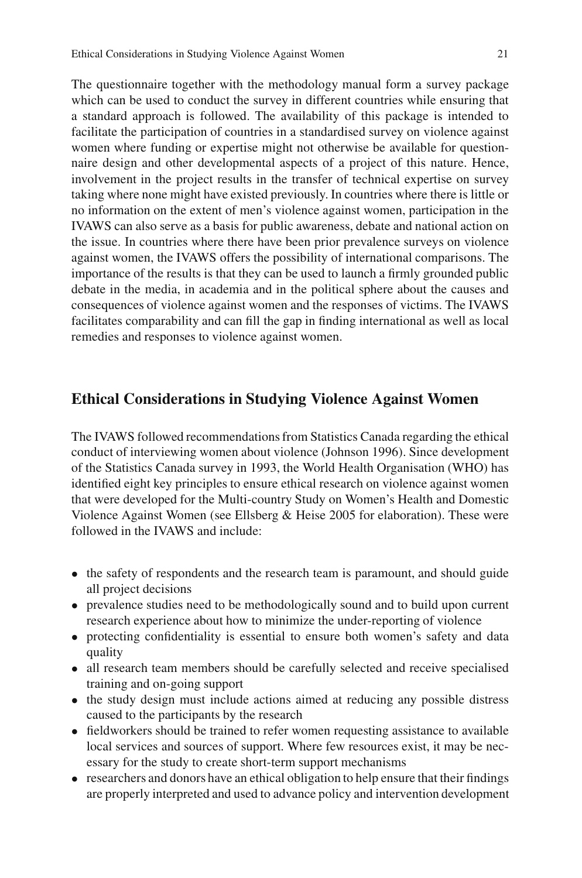The questionnaire together with the methodology manual form a survey package which can be used to conduct the survey in different countries while ensuring that a standard approach is followed. The availability of this package is intended to facilitate the participation of countries in a standardised survey on violence against women where funding or expertise might not otherwise be available for questionnaire design and other developmental aspects of a project of this nature. Hence, involvement in the project results in the transfer of technical expertise on survey taking where none might have existed previously. In countries where there is little or no information on the extent of men's violence against women, participation in the IVAWS can also serve as a basis for public awareness, debate and national action on the issue. In countries where there have been prior prevalence surveys on violence against women, the IVAWS offers the possibility of international comparisons. The importance of the results is that they can be used to launch a firmly grounded public debate in the media, in academia and in the political sphere about the causes and consequences of violence against women and the responses of victims. The IVAWS facilitates comparability and can fill the gap in finding international as well as local remedies and responses to violence against women.

## Ethical Considerations in Studying Violence Against Women

The IVAWS followed recommendations from Statistics Canada regarding the ethical conduct of interviewing women about violence (Johnson 1996). Since development of the Statistics Canada survey in 1993, the World Health Organisation (WHO) has identified eight key principles to ensure ethical research on violence against women that were developed for the Multi-country Study on Women's Health and Domestic Violence Against Women (see Ellsberg & Heise 2005 for elaboration). These were followed in the IVAWS and include:

- the safety of respondents and the research team is paramount, and should guide all project decisions
- prevalence studies need to be methodologically sound and to build upon current research experience about how to minimize the under-reporting of violence
- protecting confidentiality is essential to ensure both women's safety and data quality
- all research team members should be carefully selected and receive specialised training and on-going support
- the study design must include actions aimed at reducing any possible distress caused to the participants by the research
- fieldworkers should be trained to refer women requesting assistance to available local services and sources of support. Where few resources exist, it may be necessary for the study to create short-term support mechanisms
- researchers and donors have an ethical obligation to help ensure that their findings are properly interpreted and used to advance policy and intervention development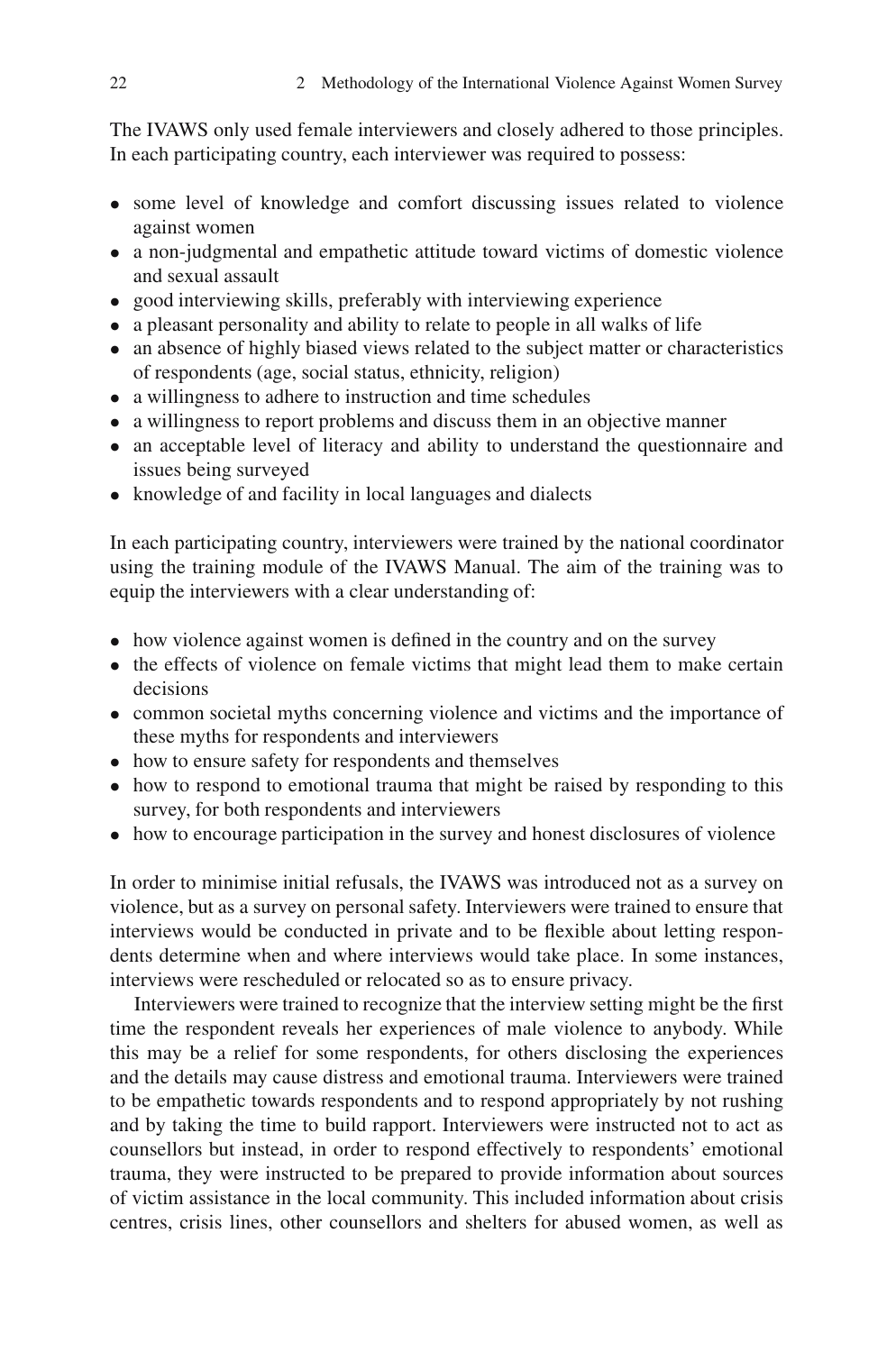The IVAWS only used female interviewers and closely adhered to those principles. In each participating country, each interviewer was required to possess:

- some level of knowledge and comfort discussing issues related to violence against women
- a non-judgmental and empathetic attitude toward victims of domestic violence and sexual assault
- good interviewing skills, preferably with interviewing experience
- a pleasant personality and ability to relate to people in all walks of life
- an absence of highly biased views related to the subject matter or characteristics of respondents (age, social status, ethnicity, religion)
- a willingness to adhere to instruction and time schedules
- a willingness to report problems and discuss them in an objective manner
- an acceptable level of literacy and ability to understand the questionnaire and issues being surveyed
- knowledge of and facility in local languages and dialects

In each participating country, interviewers were trained by the national coordinator using the training module of the IVAWS Manual. The aim of the training was to equip the interviewers with a clear understanding of:

- how violence against women is defined in the country and on the survey
- the effects of violence on female victims that might lead them to make certain decisions
- common societal myths concerning violence and victims and the importance of these myths for respondents and interviewers
- how to ensure safety for respondents and themselves
- how to respond to emotional trauma that might be raised by responding to this survey, for both respondents and interviewers
- how to encourage participation in the survey and honest disclosures of violence

In order to minimise initial refusals, the IVAWS was introduced not as a survey on violence, but as a survey on personal safety. Interviewers were trained to ensure that interviews would be conducted in private and to be flexible about letting respondents determine when and where interviews would take place. In some instances, interviews were rescheduled or relocated so as to ensure privacy.

Interviewers were trained to recognize that the interview setting might be the first time the respondent reveals her experiences of male violence to anybody. While this may be a relief for some respondents, for others disclosing the experiences and the details may cause distress and emotional trauma. Interviewers were trained to be empathetic towards respondents and to respond appropriately by not rushing and by taking the time to build rapport. Interviewers were instructed not to act as counsellors but instead, in order to respond effectively to respondents' emotional trauma, they were instructed to be prepared to provide information about sources of victim assistance in the local community. This included information about crisis centres, crisis lines, other counsellors and shelters for abused women, as well as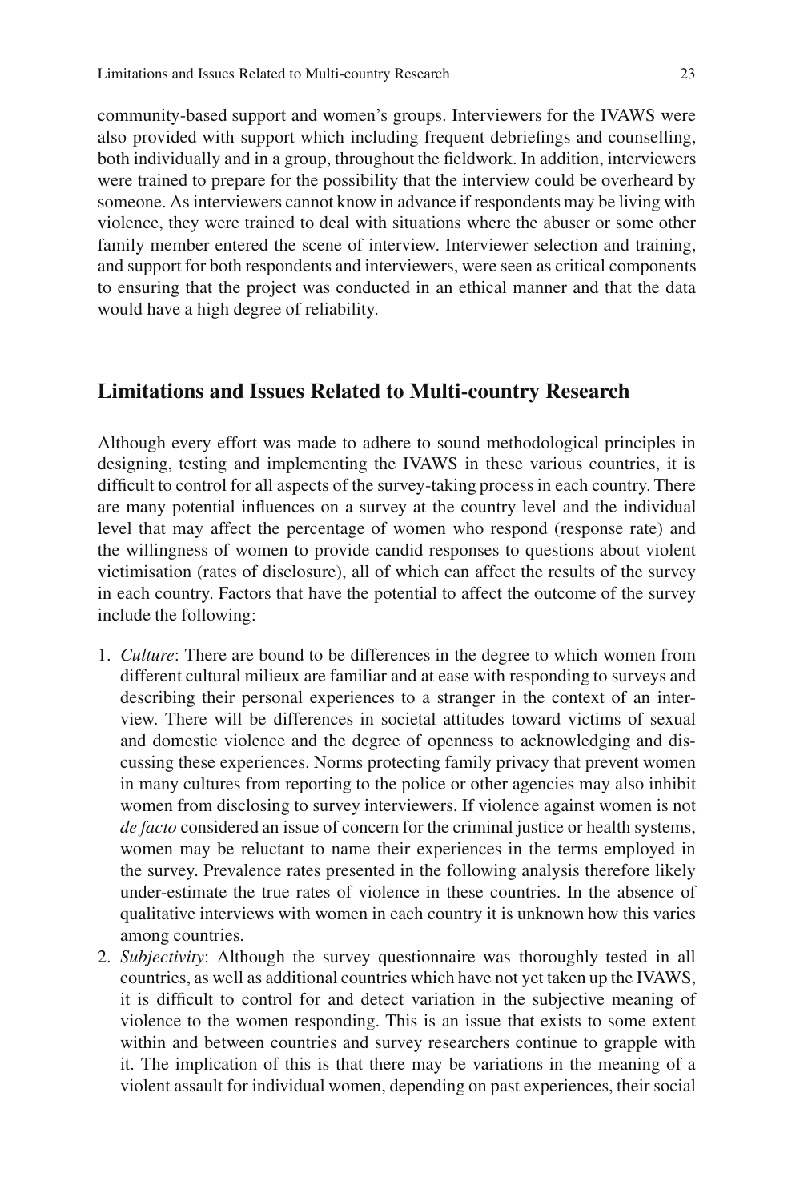community-based support and women's groups. Interviewers for the IVAWS were also provided with support which including frequent debriefings and counselling, both individually and in a group, throughout the fieldwork. In addition, interviewers were trained to prepare for the possibility that the interview could be overheard by someone. As interviewers cannot know in advance if respondents may be living with violence, they were trained to deal with situations where the abuser or some other family member entered the scene of interview. Interviewer selection and training, and support for both respondents and interviewers, were seen as critical components to ensuring that the project was conducted in an ethical manner and that the data would have a high degree of reliability.

## Limitations and Issues Related to Multi-country Research

Although every effort was made to adhere to sound methodological principles in designing, testing and implementing the IVAWS in these various countries, it is difficult to control for all aspects of the survey-taking process in each country. There are many potential influences on a survey at the country level and the individual level that may affect the percentage of women who respond (response rate) and the willingness of women to provide candid responses to questions about violent victimisation (rates of disclosure), all of which can affect the results of the survey in each country. Factors that have the potential to affect the outcome of the survey include the following:

1. *Culture*: There are bound to be differences in the degree to which women from different cultural milieux are familiar and at ease with responding to surveys and describing their personal experiences to a stranger in the context of an interview. There will be differences in societal attitudes toward victims of sexual and domestic violence and the degree of openness to acknowledging and discussing these experiences. Norms protecting family privacy that prevent women in many cultures from reporting to the police or other agencies may also inhibit women from disclosing to survey interviewers. If violence against women is not *de facto* considered an issue of concern for the criminal justice or health systems, women may be reluctant to name their experiences in the terms employed in the survey. Prevalence rates presented in the following analysis therefore likely under-estimate the true rates of violence in these countries. In the absence of qualitative interviews with women in each country it is unknown how this varies among countries.
2. *Subjectivity*: Although the survey questionnaire was thoroughly tested in all countries, as well as additional countries which have not yet taken up the IVAWS, it is difficult to control for and detect variation in the subjective meaning of violence to the women responding. This is an issue that exists to some extent within and between countries and survey researchers continue to grapple with it. The implication of this is that there may be variations in the meaning of a violent assault for individual women, depending on past experiences, their social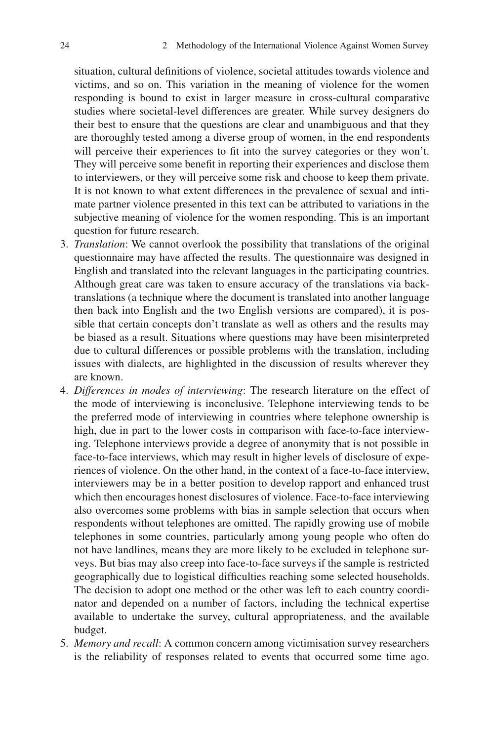situation, cultural definitions of violence, societal attitudes towards violence and victims, and so on. This variation in the meaning of violence for the women responding is bound to exist in larger measure in cross-cultural comparative studies where societal-level differences are greater. While survey designers do their best to ensure that the questions are clear and unambiguous and that they are thoroughly tested among a diverse group of women, in the end respondents will perceive their experiences to fit into the survey categories or they won't. They will perceive some benefit in reporting their experiences and disclose them to interviewers, or they will perceive some risk and choose to keep them private. It is not known to what extent differences in the prevalence of sexual and intimate partner violence presented in this text can be attributed to variations in the subjective meaning of violence for the women responding. This is an important question for future research.

3. *Translation*: We cannot overlook the possibility that translations of the original questionnaire may have affected the results. The questionnaire was designed in English and translated into the relevant languages in the participating countries. Although great care was taken to ensure accuracy of the translations via back-translations (a technique where the document is translated into another language then back into English and the two English versions are compared), it is possible that certain concepts don't translate as well as others and the results may be biased as a result. Situations where questions may have been misinterpreted due to cultural differences or possible problems with the translation, including issues with dialects, are highlighted in the discussion of results wherever they are known.
4. *Differences in modes of interviewing*: The research literature on the effect of the mode of interviewing is inconclusive. Telephone interviewing tends to be the preferred mode of interviewing in countries where telephone ownership is high, due in part to the lower costs in comparison with face-to-face interviewing. Telephone interviews provide a degree of anonymity that is not possible in face-to-face interviews, which may result in higher levels of disclosure of experiences of violence. On the other hand, in the context of a face-to-face interview, interviewers may be in a better position to develop rapport and enhanced trust which then encourages honest disclosures of violence. Face-to-face interviewing also overcomes some problems with bias in sample selection that occurs when respondents without telephones are omitted. The rapidly growing use of mobile telephones in some countries, particularly among young people who often do not have landlines, means they are more likely to be excluded in telephone surveys. But bias may also creep into face-to-face surveys if the sample is restricted geographically due to logistical difficulties reaching some selected households. The decision to adopt one method or the other was left to each country coordinator and depended on a number of factors, including the technical expertise available to undertake the survey, cultural appropriateness, and the available budget.
5. *Memory and recall*: A common concern among victimisation survey researchers is the reliability of responses related to events that occurred some time ago.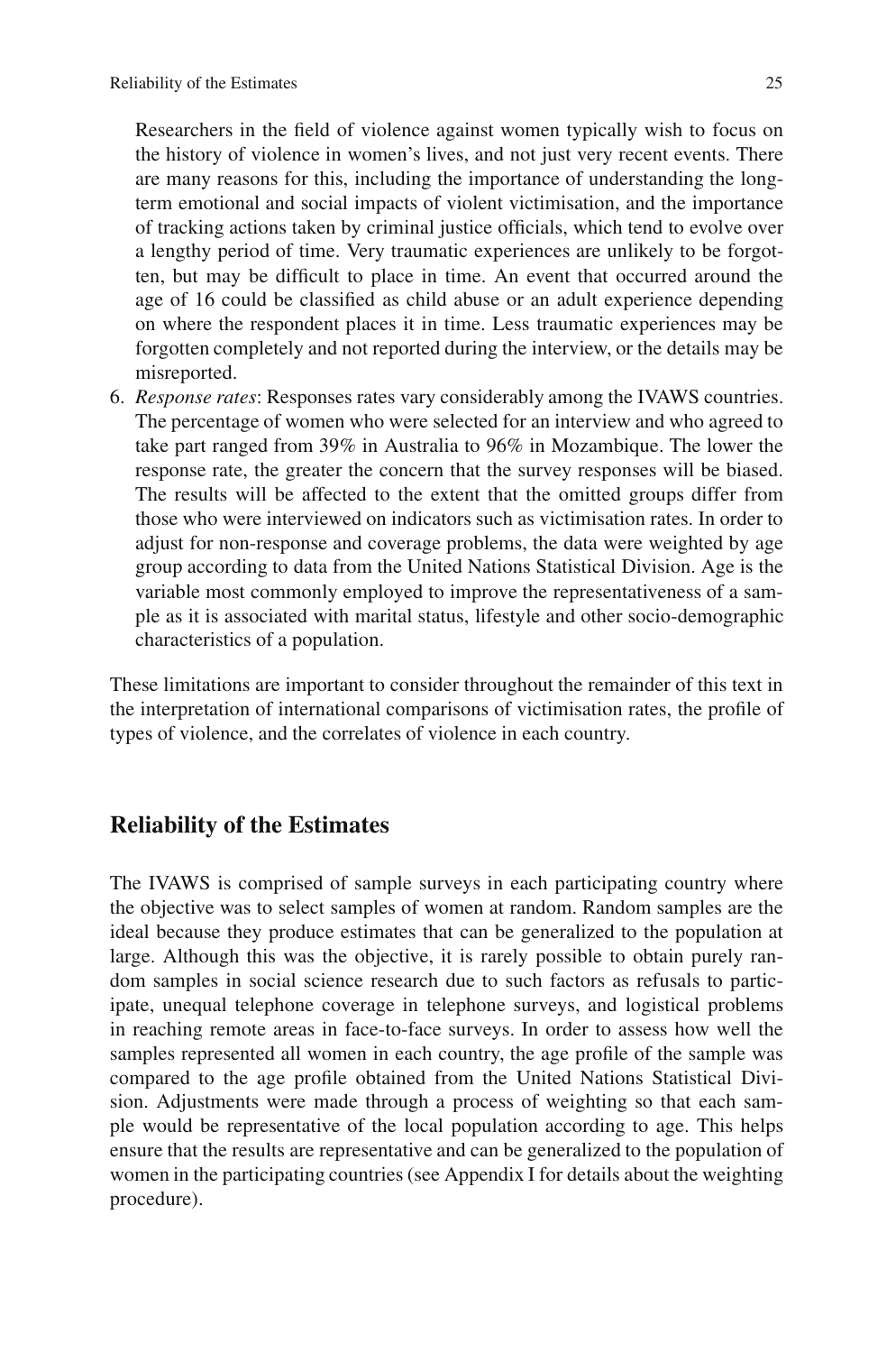Researchers in the field of violence against women typically wish to focus on the history of violence in women's lives, and not just very recent events. There are many reasons for this, including the importance of understanding the long-term emotional and social impacts of violent victimisation, and the importance of tracking actions taken by criminal justice officials, which tend to evolve over a lengthy period of time. Very traumatic experiences are unlikely to be forgotten, but may be difficult to place in time. An event that occurred around the age of 16 could be classified as child abuse or an adult experience depending on where the respondent places it in time. Less traumatic experiences may be forgotten completely and not reported during the interview, or the details may be misreported.

6. *Response rates*: Responses rates vary considerably among the IVAWS countries. The percentage of women who were selected for an interview and who agreed to take part ranged from 39% in Australia to 96% in Mozambique. The lower the response rate, the greater the concern that the survey responses will be biased. The results will be affected to the extent that the omitted groups differ from those who were interviewed on indicators such as victimisation rates. In order to adjust for non-response and coverage problems, the data were weighted by age group according to data from the United Nations Statistical Division. Age is the variable most commonly employed to improve the representativeness of a sample as it is associated with marital status, lifestyle and other socio-demographic characteristics of a population.

These limitations are important to consider throughout the remainder of this text in the interpretation of international comparisons of victimisation rates, the profile of types of violence, and the correlates of violence in each country.

## Reliability of the Estimates

The IVAWS is comprised of sample surveys in each participating country where the objective was to select samples of women at random. Random samples are the ideal because they produce estimates that can be generalized to the population at large. Although this was the objective, it is rarely possible to obtain purely random samples in social science research due to such factors as refusals to participate, unequal telephone coverage in telephone surveys, and logistical problems in reaching remote areas in face-to-face surveys. In order to assess how well the samples represented all women in each country, the age profile of the sample was compared to the age profile obtained from the United Nations Statistical Division. Adjustments were made through a process of weighting so that each sample would be representative of the local population according to age. This helps ensure that the results are representative and can be generalized to the population of women in the participating countries (see Appendix I for details about the weighting procedure).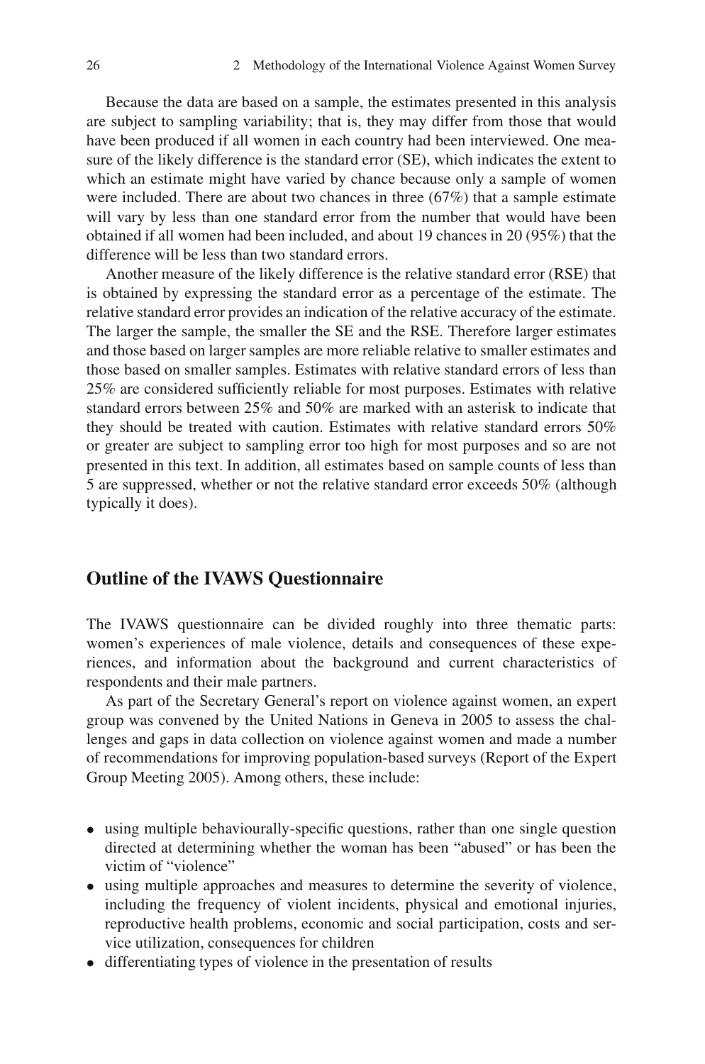Because the data are based on a sample, the estimates presented in this analysis are subject to sampling variability; that is, they may differ from those that would have been produced if all women in each country had been interviewed. One measure of the likely difference is the standard error (SE), which indicates the extent to which an estimate might have varied by chance because only a sample of women were included. There are about two chances in three (67%) that a sample estimate will vary by less than one standard error from the number that would have been obtained if all women had been included, and about 19 chances in 20 (95%) that the difference will be less than two standard errors.

Another measure of the likely difference is the relative standard error (RSE) that is obtained by expressing the standard error as a percentage of the estimate. The relative standard error provides an indication of the relative accuracy of the estimate. The larger the sample, the smaller the SE and the RSE. Therefore larger estimates and those based on larger samples are more reliable relative to smaller estimates and those based on smaller samples. Estimates with relative standard errors of less than 25% are considered sufficiently reliable for most purposes. Estimates with relative standard errors between 25% and 50% are marked with an asterisk to indicate that they should be treated with caution. Estimates with relative standard errors 50% or greater are subject to sampling error too high for most purposes and so are not presented in this text. In addition, all estimates based on sample counts of less than 5 are suppressed, whether or not the relative standard error exceeds 50% (although typically it does).

## Outline of the IVAWS Questionnaire

The IVAWS questionnaire can be divided roughly into three thematic parts: women's experiences of male violence, details and consequences of these experiences, and information about the background and current characteristics of respondents and their male partners.

As part of the Secretary General's report on violence against women, an expert group was convened by the United Nations in Geneva in 2005 to assess the challenges and gaps in data collection on violence against women and made a number of recommendations for improving population-based surveys (Report of the Expert Group Meeting 2005). Among others, these include:

- using multiple behaviourally-specific questions, rather than one single question directed at determining whether the woman has been "abused" or has been the victim of "violence"
- using multiple approaches and measures to determine the severity of violence, including the frequency of violent incidents, physical and emotional injuries, reproductive health problems, economic and social participation, costs and service utilization, consequences for children
- differentiating types of violence in the presentation of results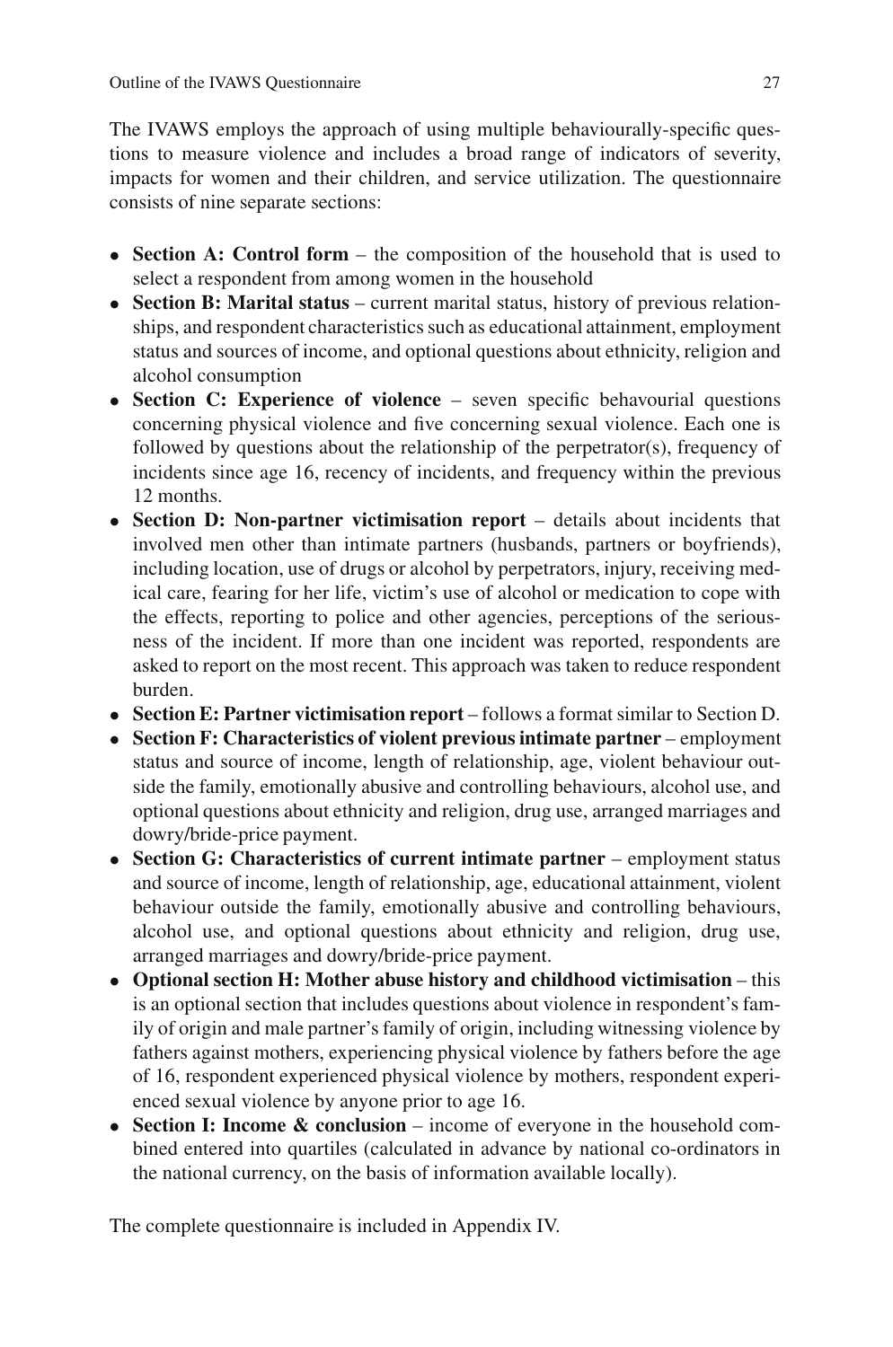The IVAWS employs the approach of using multiple behaviourally-specific questions to measure violence and includes a broad range of indicators of severity, impacts for women and their children, and service utilization. The questionnaire consists of nine separate sections:

- **Section A: Control form** – the composition of the household that is used to select a respondent from among women in the household
- **Section B: Marital status** – current marital status, history of previous relationships, and respondent characteristics such as educational attainment, employment status and sources of income, and optional questions about ethnicity, religion and alcohol consumption
- **Section C: Experience of violence** – seven specific behavourial questions concerning physical violence and five concerning sexual violence. Each one is followed by questions about the relationship of the perpetrator(s), frequency of incidents since age 16, recency of incidents, and frequency within the previous 12 months.
- **Section D: Non-partner victimisation report** – details about incidents that involved men other than intimate partners (husbands, partners or boyfriends), including location, use of drugs or alcohol by perpetrators, injury, receiving medical care, fearing for her life, victim's use of alcohol or medication to cope with the effects, reporting to police and other agencies, perceptions of the seriousness of the incident. If more than one incident was reported, respondents are asked to report on the most recent. This approach was taken to reduce respondent burden.
- **Section E: Partner victimisation report** – follows a format similar to Section D.
- **Section F: Characteristics of violent previous intimate partner** – employment status and source of income, length of relationship, age, violent behaviour outside the family, emotionally abusive and controlling behaviours, alcohol use, and optional questions about ethnicity and religion, drug use, arranged marriages and dowry/bride-price payment.
- **Section G: Characteristics of current intimate partner** – employment status and source of income, length of relationship, age, educational attainment, violent behaviour outside the family, emotionally abusive and controlling behaviours, alcohol use, and optional questions about ethnicity and religion, drug use, arranged marriages and dowry/bride-price payment.
- **Optional section H: Mother abuse history and childhood victimisation** – this is an optional section that includes questions about violence in respondent's family of origin and male partner's family of origin, including witnessing violence by fathers against mothers, experiencing physical violence by fathers before the age of 16, respondent experienced physical violence by mothers, respondent experienced sexual violence by anyone prior to age 16.
- **Section I: Income & conclusion** – income of everyone in the household combined entered into quartiles (calculated in advance by national co-ordinators in the national currency, on the basis of information available locally).

The complete questionnaire is included in Appendix IV.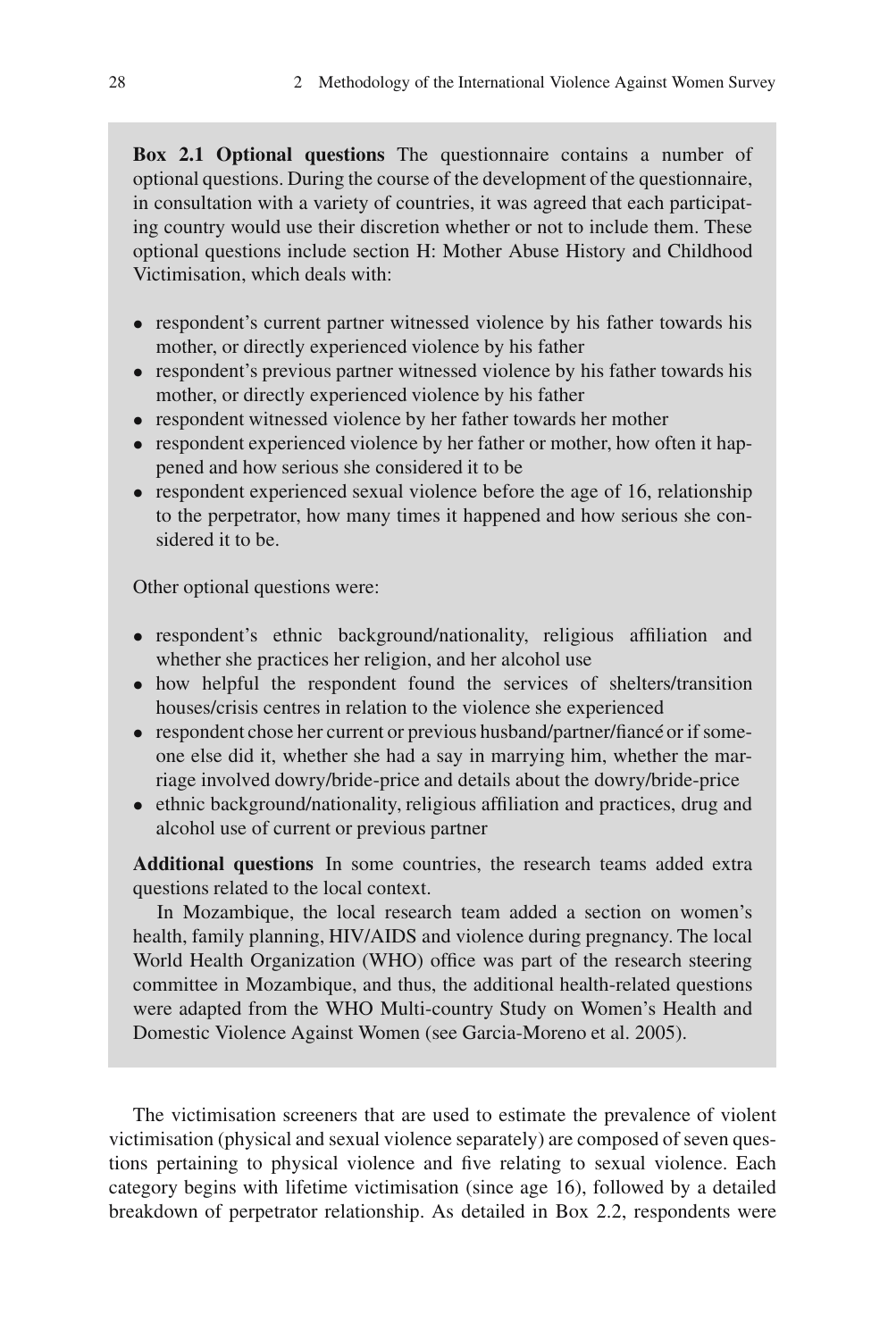**Box 2.1 Optional questions** The questionnaire contains a number of optional questions. During the course of the development of the questionnaire, in consultation with a variety of countries, it was agreed that each participating country would use their discretion whether or not to include them. These optional questions include section H: Mother Abuse History and Childhood Victimisation, which deals with:

- respondent's current partner witnessed violence by his father towards his mother, or directly experienced violence by his father
- respondent's previous partner witnessed violence by his father towards his mother, or directly experienced violence by his father
- respondent witnessed violence by her father towards her mother
- respondent experienced violence by her father or mother, how often it happened and how serious she considered it to be
- respondent experienced sexual violence before the age of 16, relationship to the perpetrator, how many times it happened and how serious she considered it to be.

Other optional questions were:

- respondent's ethnic background/nationality, religious affiliation and whether she practices her religion, and her alcohol use
- how helpful the respondent found the services of shelters/transition houses/crisis centres in relation to the violence she experienced
- respondent chose her current or previous husband/partner/fiancé or if someone else did it, whether she had a say in marrying him, whether the marriage involved dowry/bride-price and details about the dowry/bride-price
- ethnic background/nationality, religious affiliation and practices, drug and alcohol use of current or previous partner

**Additional questions** In some countries, the research teams added extra questions related to the local context.

In Mozambique, the local research team added a section on women's health, family planning, HIV/AIDS and violence during pregnancy. The local World Health Organization (WHO) office was part of the research steering committee in Mozambique, and thus, the additional health-related questions were adapted from the WHO Multi-country Study on Women's Health and Domestic Violence Against Women (see Garcia-Moreno et al. 2005).

The victimisation screeners that are used to estimate the prevalence of violent victimisation (physical and sexual violence separately) are composed of seven questions pertaining to physical violence and five relating to sexual violence. Each category begins with lifetime victimisation (since age 16), followed by a detailed breakdown of perpetrator relationship. As detailed in Box 2.2, respondents were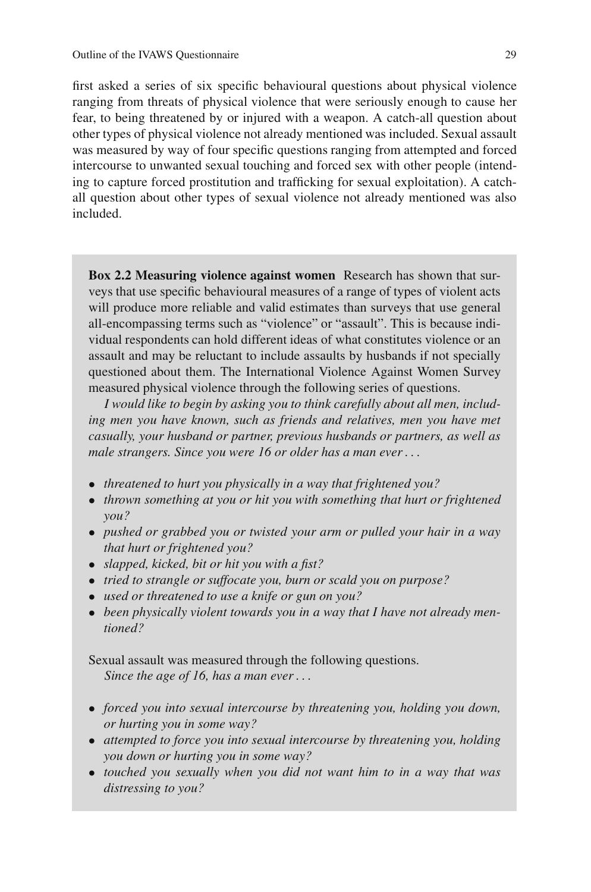first asked a series of six specific behavioural questions about physical violence ranging from threats of physical violence that were seriously enough to cause her fear, to being threatened by or injured with a weapon. A catch-all question about other types of physical violence not already mentioned was included. Sexual assault was measured by way of four specific questions ranging from attempted and forced intercourse to unwanted sexual touching and forced sex with other people (intending to capture forced prostitution and trafficking for sexual exploitation). A catch-all question about other types of sexual violence not already mentioned was also included.

**Box 2.2 Measuring violence against women** Research has shown that surveys that use specific behavioural measures of a range of types of violent acts will produce more reliable and valid estimates than surveys that use general all-encompassing terms such as "violence" or "assault". This is because individual respondents can hold different ideas of what constitutes violence or an assault and may be reluctant to include assaults by husbands if not specially questioned about them. The International Violence Against Women Survey measured physical violence through the following series of questions.

*I would like to begin by asking you to think carefully about all men, including men you have known, such as friends and relatives, men you have met casually, your husband or partner, previous husbands or partners, as well as male strangers. Since you were 16 or older has a man ever . . .*

- *threatened to hurt you physically in a way that frightened you?*
- *thrown something at you or hit you with something that hurt or frightened you?*
- *pushed or grabbed you or twisted your arm or pulled your hair in a way that hurt or frightened you?*
- *slapped, kicked, bit or hit you with a fist?*
- *tried to strangle or suffocate you, burn or scald you on purpose?*
- *used or threatened to use a knife or gun on you?*
- *been physically violent towards you in a way that I have not already mentioned?*

Sexual assault was measured through the following questions.

*Since the age of 16, has a man ever . . .*

- *forced you into sexual intercourse by threatening you, holding you down, or hurting you in some way?*
- *attempted to force you into sexual intercourse by threatening you, holding you down or hurting you in some way?*
- *touched you sexually when you did not want him to in a way that was distressing to you?*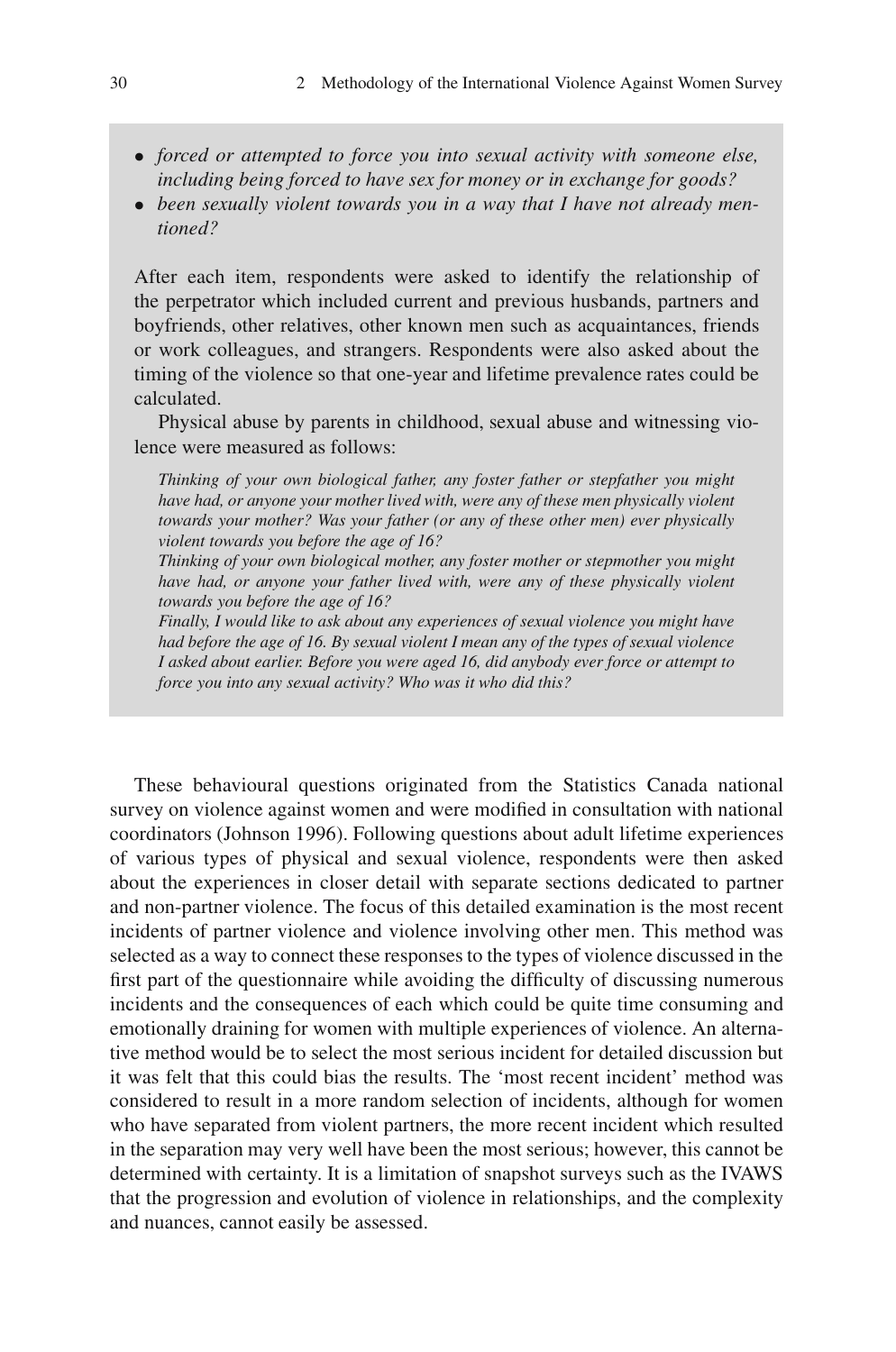- *forced or attempted to force you into sexual activity with someone else, including being forced to have sex for money or in exchange for goods?*
- *been sexually violent towards you in a way that I have not already mentioned?*

After each item, respondents were asked to identify the relationship of the perpetrator which included current and previous husbands, partners and boyfriends, other relatives, other known men such as acquaintances, friends or work colleagues, and strangers. Respondents were also asked about the timing of the violence so that one-year and lifetime prevalence rates could be calculated.

Physical abuse by parents in childhood, sexual abuse and witnessing violence were measured as follows:

> *Thinking of your own biological father, any foster father or stepfather you might have had, or anyone your mother lived with, were any of these men physically violent towards your mother? Was your father (or any of these other men) ever physically violent towards you before the age of 16?*
>
> *Thinking of your own biological mother, any foster mother or stepmother you might have had, or anyone your father lived with, were any of these physically violent towards you before the age of 16?*
>
> *Finally, I would like to ask about any experiences of sexual violence you might have had before the age of 16. By sexual violent I mean any of the types of sexual violence I asked about earlier. Before you were aged 16, did anybody ever force or attempt to force you into any sexual activity? Who was it who did this?*

These behavioural questions originated from the Statistics Canada national survey on violence against women and were modified in consultation with national coordinators (Johnson 1996). Following questions about adult lifetime experiences of various types of physical and sexual violence, respondents were then asked about the experiences in closer detail with separate sections dedicated to partner and non-partner violence. The focus of this detailed examination is the most recent incidents of partner violence and violence involving other men. This method was selected as a way to connect these responses to the types of violence discussed in the first part of the questionnaire while avoiding the difficulty of discussing numerous incidents and the consequences of each which could be quite time consuming and emotionally draining for women with multiple experiences of violence. An alternative method would be to select the most serious incident for detailed discussion but it was felt that this could bias the results. The 'most recent incident' method was considered to result in a more random selection of incidents, although for women who have separated from violent partners, the more recent incident which resulted in the separation may very well have been the most serious; however, this cannot be determined with certainty. It is a limitation of snapshot surveys such as the IVAWS that the progression and evolution of violence in relationships, and the complexity and nuances, cannot easily be assessed.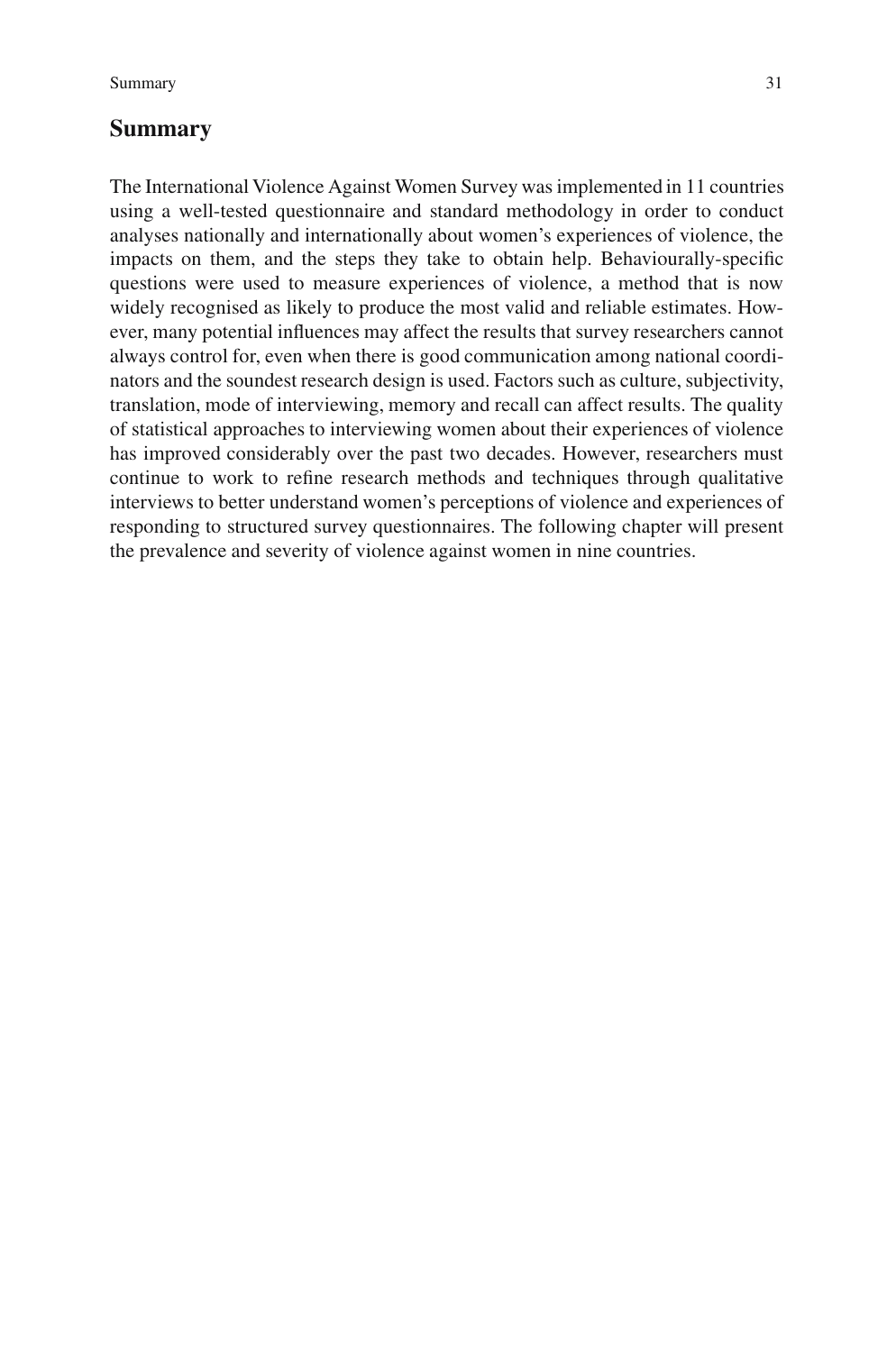## Summary

The International Violence Against Women Survey was implemented in 11 countries using a well-tested questionnaire and standard methodology in order to conduct analyses nationally and internationally about women's experiences of violence, the impacts on them, and the steps they take to obtain help. Behaviourally-specific questions were used to measure experiences of violence, a method that is now widely recognised as likely to produce the most valid and reliable estimates. However, many potential influences may affect the results that survey researchers cannot always control for, even when there is good communication among national coordinators and the soundest research design is used. Factors such as culture, subjectivity, translation, mode of interviewing, memory and recall can affect results. The quality of statistical approaches to interviewing women about their experiences of violence has improved considerably over the past two decades. However, researchers must continue to work to refine research methods and techniques through qualitative interviews to better understand women's perceptions of violence and experiences of responding to structured survey questionnaires. The following chapter will present the prevalence and severity of violence against women in nine countries.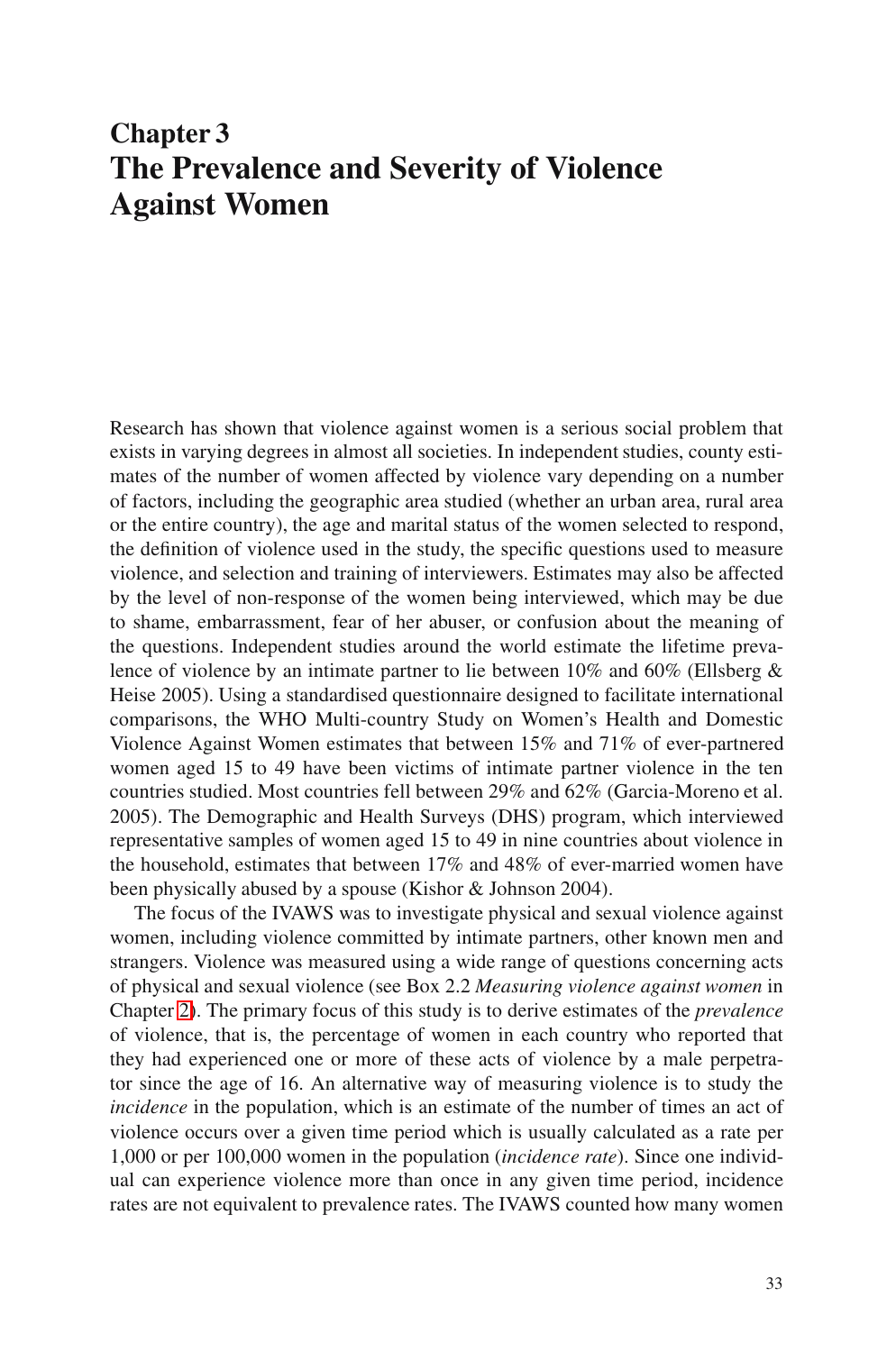# Chapter 3
# The Prevalence and Severity of Violence Against Women

Research has shown that violence against women is a serious social problem that exists in varying degrees in almost all societies. In independent studies, county estimates of the number of women affected by violence vary depending on a number of factors, including the geographic area studied (whether an urban area, rural area or the entire country), the age and marital status of the women selected to respond, the definition of violence used in the study, the specific questions used to measure violence, and selection and training of interviewers. Estimates may also be affected by the level of non-response of the women being interviewed, which may be due to shame, embarrassment, fear of her abuser, or confusion about the meaning of the questions. Independent studies around the world estimate the lifetime prevalence of violence by an intimate partner to lie between 10% and 60% (Ellsberg & Heise 2005). Using a standardised questionnaire designed to facilitate international comparisons, the WHO Multi-country Study on Women's Health and Domestic Violence Against Women estimates that between 15% and 71% of ever-partnered women aged 15 to 49 have been victims of intimate partner violence in the ten countries studied. Most countries fell between 29% and 62% (Garcia-Moreno et al. 2005). The Demographic and Health Surveys (DHS) program, which interviewed representative samples of women aged 15 to 49 in nine countries about violence in the household, estimates that between 17% and 48% of ever-married women have been physically abused by a spouse (Kishor & Johnson 2004).

The focus of the IVAWS was to investigate physical and sexual violence against women, including violence committed by intimate partners, other known men and strangers. Violence was measured using a wide range of questions concerning acts of physical and sexual violence (see Box 2.2 *Measuring violence against women* in Chapter 2). The primary focus of this study is to derive estimates of the *prevalence* of violence, that is, the percentage of women in each country who reported that they had experienced one or more of these acts of violence by a male perpetrator since the age of 16. An alternative way of measuring violence is to study the *incidence* in the population, which is an estimate of the number of times an act of violence occurs over a given time period which is usually calculated as a rate per 1,000 or per 100,000 women in the population (*incidence rate*). Since one individual can experience violence more than once in any given time period, incidence rates are not equivalent to prevalence rates. The IVAWS counted how many women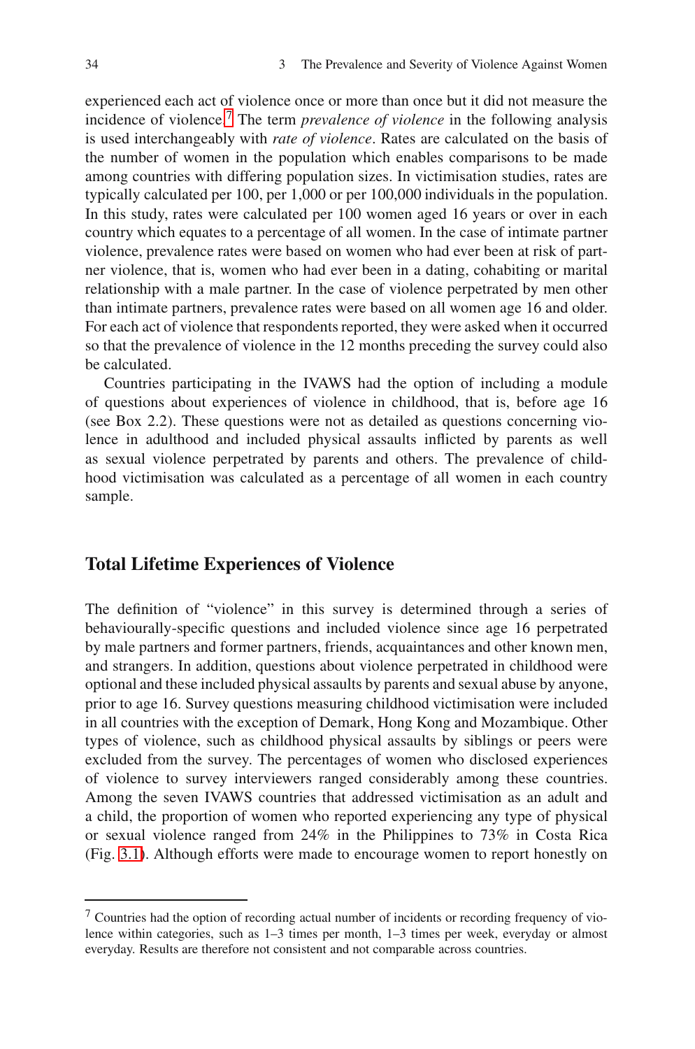experienced each act of violence once or more than once but it did not measure the incidence of violence.[7] The term *prevalence of violence* in the following analysis is used interchangeably with *rate of violence*. Rates are calculated on the basis of the number of women in the population which enables comparisons to be made among countries with differing population sizes. In victimisation studies, rates are typically calculated per 100, per 1,000 or per 100,000 individuals in the population. In this study, rates were calculated per 100 women aged 16 years or over in each country which equates to a percentage of all women. In the case of intimate partner violence, prevalence rates were based on women who had ever been at risk of partner violence, that is, women who had ever been in a dating, cohabiting or marital relationship with a male partner. In the case of violence perpetrated by men other than intimate partners, prevalence rates were based on all women age 16 and older. For each act of violence that respondents reported, they were asked when it occurred so that the prevalence of violence in the 12 months preceding the survey could also be calculated.

Countries participating in the IVAWS had the option of including a module of questions about experiences of violence in childhood, that is, before age 16 (see Box 2.2). These questions were not as detailed as questions concerning violence in adulthood and included physical assaults inflicted by parents as well as sexual violence perpetrated by parents and others. The prevalence of childhood victimisation was calculated as a percentage of all women in each country sample.

## Total Lifetime Experiences of Violence

The definition of "violence" in this survey is determined through a series of behaviourally-specific questions and included violence since age 16 perpetrated by male partners and former partners, friends, acquaintances and other known men, and strangers. In addition, questions about violence perpetrated in childhood were optional and these included physical assaults by parents and sexual abuse by anyone, prior to age 16. Survey questions measuring childhood victimisation were included in all countries with the exception of Demark, Hong Kong and Mozambique. Other types of violence, such as childhood physical assaults by siblings or peers were excluded from the survey. The percentages of women who disclosed experiences of violence to survey interviewers ranged considerably among these countries. Among the seven IVAWS countries that addressed victimisation as an adult and a child, the proportion of women who reported experiencing any type of physical or sexual violence ranged from 24% in the Philippines to 73% in Costa Rica (Fig. 3.1). Although efforts were made to encourage women to report honestly on

[7] Countries had the option of recording actual number of incidents or recording frequency of violence within categories, such as 1–3 times per month, 1–3 times per week, everyday or almost everyday. Results are therefore not consistent and not comparable across countries.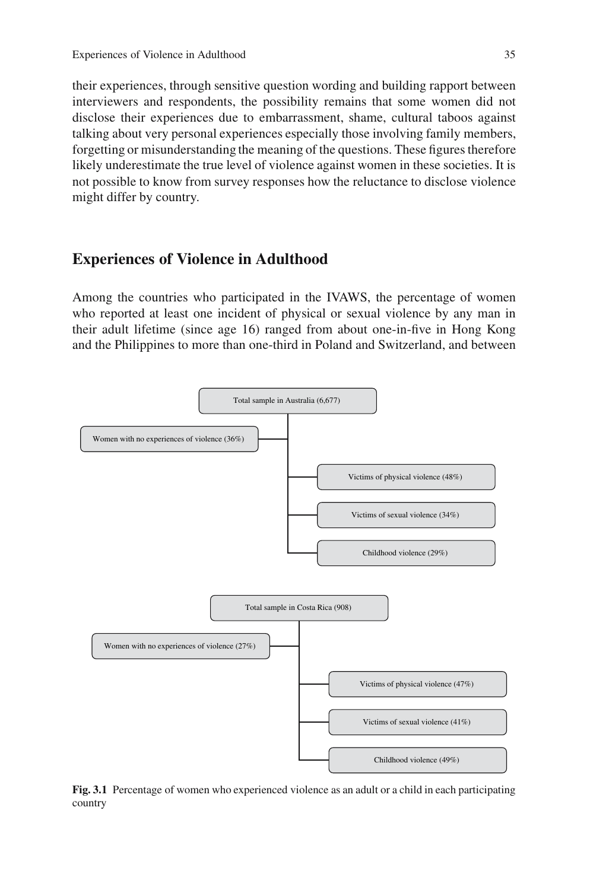their experiences, through sensitive question wording and building rapport between interviewers and respondents, the possibility remains that some women did not disclose their experiences due to embarrassment, shame, cultural taboos against talking about very personal experiences especially those involving family members, forgetting or misunderstanding the meaning of the questions. These figures therefore likely underestimate the true level of violence against women in these societies. It is not possible to know from survey responses how the reluctance to disclose violence might differ by country.

## Experiences of Violence in Adulthood

Among the countries who participated in the IVAWS, the percentage of women who reported at least one incident of physical or sexual violence by any man in their adult lifetime (since age 16) ranged from about one-in-five in Hong Kong and the Philippines to more than one-third in Poland and Switzerland, and between

Total sample in Australia (6,677)

- Women with no experiences of violence (36%)
- Victims of physical violence (48%)
- Victims of sexual violence (34%)
- Childhood violence (29%)

Total sample in Costa Rica (908)

- Women with no experiences of violence (27%)
- Victims of physical violence (47%)
- Victims of sexual violence (41%)
- Childhood violence (49%)

**Fig. 3.1** Percentage of women who experienced violence as an adult or a child in each participating country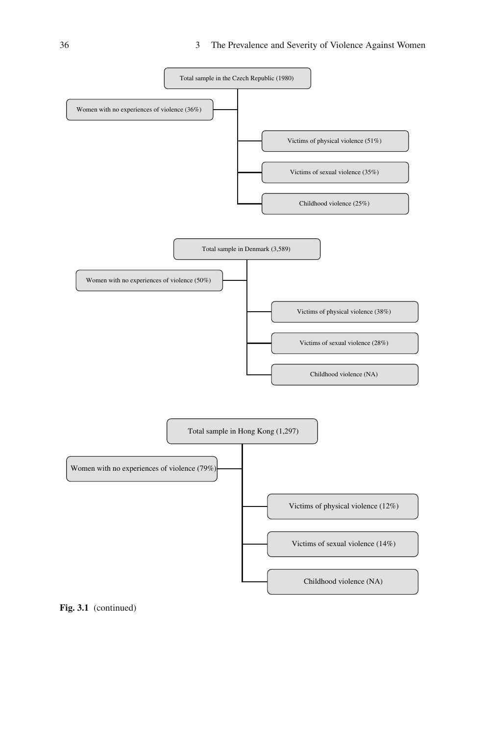Total sample in the Czech Republic (1980)

- Women with no experiences of violence (36%)
- Victims of physical violence (51%)
- Victims of sexual violence (35%)
- Childhood violence (25%)

Total sample in Denmark (3,589)

- Women with no experiences of violence (50%)
- Victims of physical violence (38%)
- Victims of sexual violence (28%)
- Childhood violence (NA)

Total sample in Hong Kong (1,297)

- Women with no experiences of violence (79%)
- Victims of physical violence (12%)
- Victims of sexual violence (14%)
- Childhood violence (NA)

**Fig. 3.1** (continued)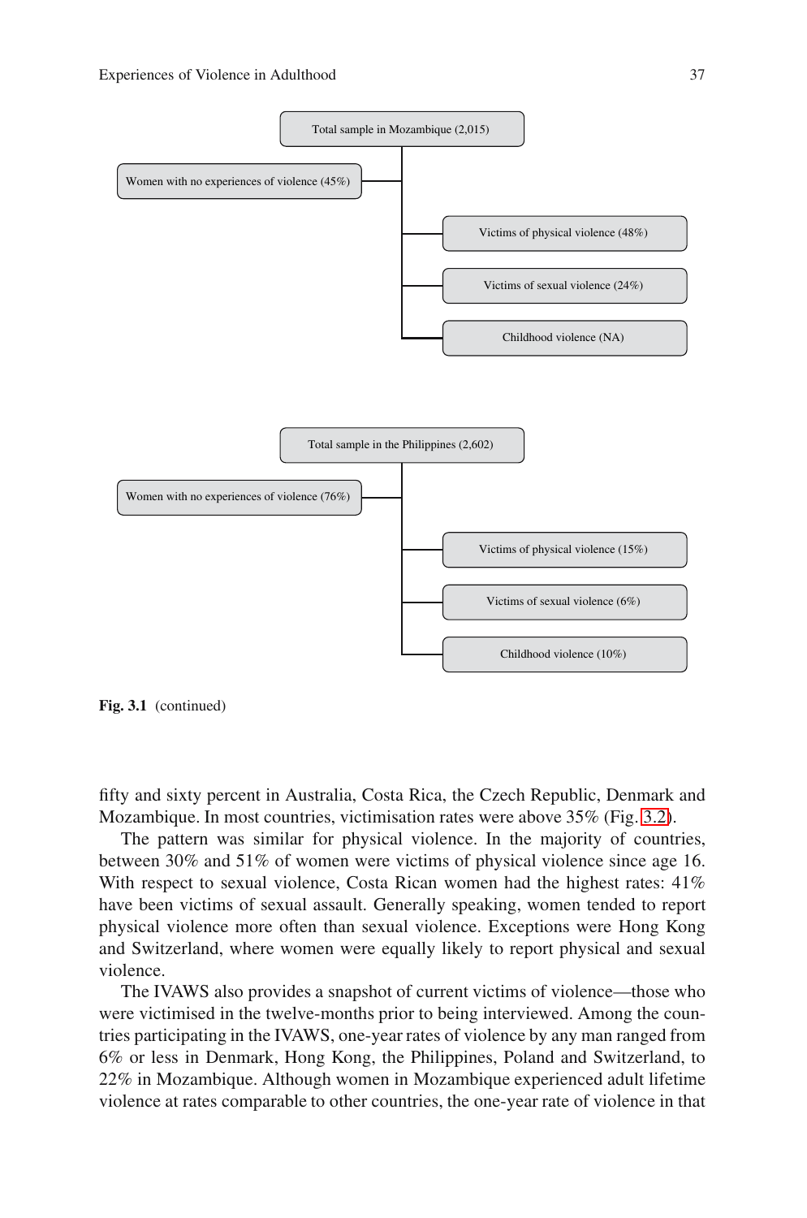Total sample in Mozambique (2,015)

- Women with no experiences of violence (45%)
- Victims of physical violence (48%)
- Victims of sexual violence (24%)
- Childhood violence (NA)

Total sample in the Philippines (2,602)

- Women with no experiences of violence (76%)
- Victims of physical violence (15%)
- Victims of sexual violence (6%)
- Childhood violence (10%)

**Fig. 3.1** (continued)

fifty and sixty percent in Australia, Costa Rica, the Czech Republic, Denmark and Mozambique. In most countries, victimisation rates were above 35% (Fig. 3.2).

The pattern was similar for physical violence. In the majority of countries, between 30% and 51% of women were victims of physical violence since age 16. With respect to sexual violence, Costa Rican women had the highest rates: 41% have been victims of sexual assault. Generally speaking, women tended to report physical violence more often than sexual violence. Exceptions were Hong Kong and Switzerland, where women were equally likely to report physical and sexual violence.

The IVAWS also provides a snapshot of current victims of violence—those who were victimised in the twelve-months prior to being interviewed. Among the countries participating in the IVAWS, one-year rates of violence by any man ranged from 6% or less in Denmark, Hong Kong, the Philippines, Poland and Switzerland, to 22% in Mozambique. Although women in Mozambique experienced adult lifetime violence at rates comparable to other countries, the one-year rate of violence in that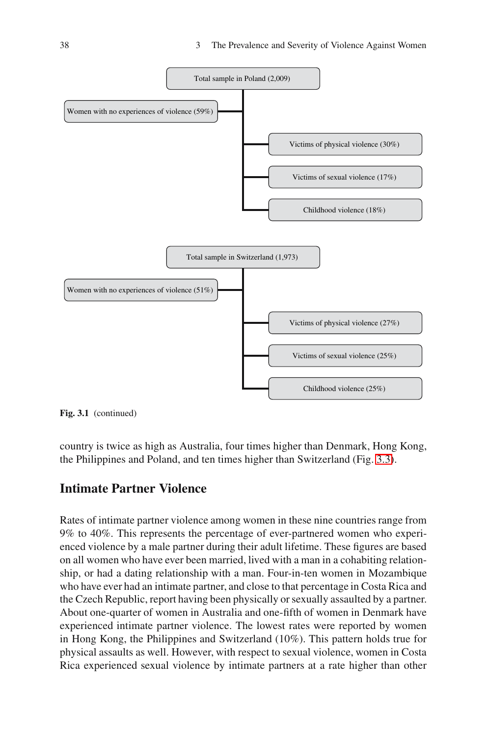Total sample in Poland (2,009)

- Women with no experiences of violence (59%)
- Victims of physical violence (30%)
- Victims of sexual violence (17%)
- Childhood violence (18%)

Total sample in Switzerland (1,973)

- Women with no experiences of violence (51%)
- Victims of physical violence (27%)
- Victims of sexual violence (25%)
- Childhood violence (25%)

**Fig. 3.1** (continued)

country is twice as high as Australia, four times higher than Denmark, Hong Kong, the Philippines and Poland, and ten times higher than Switzerland (Fig. 3.3).

## Intimate Partner Violence

Rates of intimate partner violence among women in these nine countries range from 9% to 40%. This represents the percentage of ever-partnered women who experienced violence by a male partner during their adult lifetime. These figures are based on all women who have ever been married, lived with a man in a cohabiting relationship, or had a dating relationship with a man. Four-in-ten women in Mozambique who have ever had an intimate partner, and close to that percentage in Costa Rica and the Czech Republic, report having been physically or sexually assaulted by a partner. About one-quarter of women in Australia and one-fifth of women in Denmark have experienced intimate partner violence. The lowest rates were reported by women in Hong Kong, the Philippines and Switzerland (10%). This pattern holds true for physical assaults as well. However, with respect to sexual violence, women in Costa Rica experienced sexual violence by intimate partners at a rate higher than other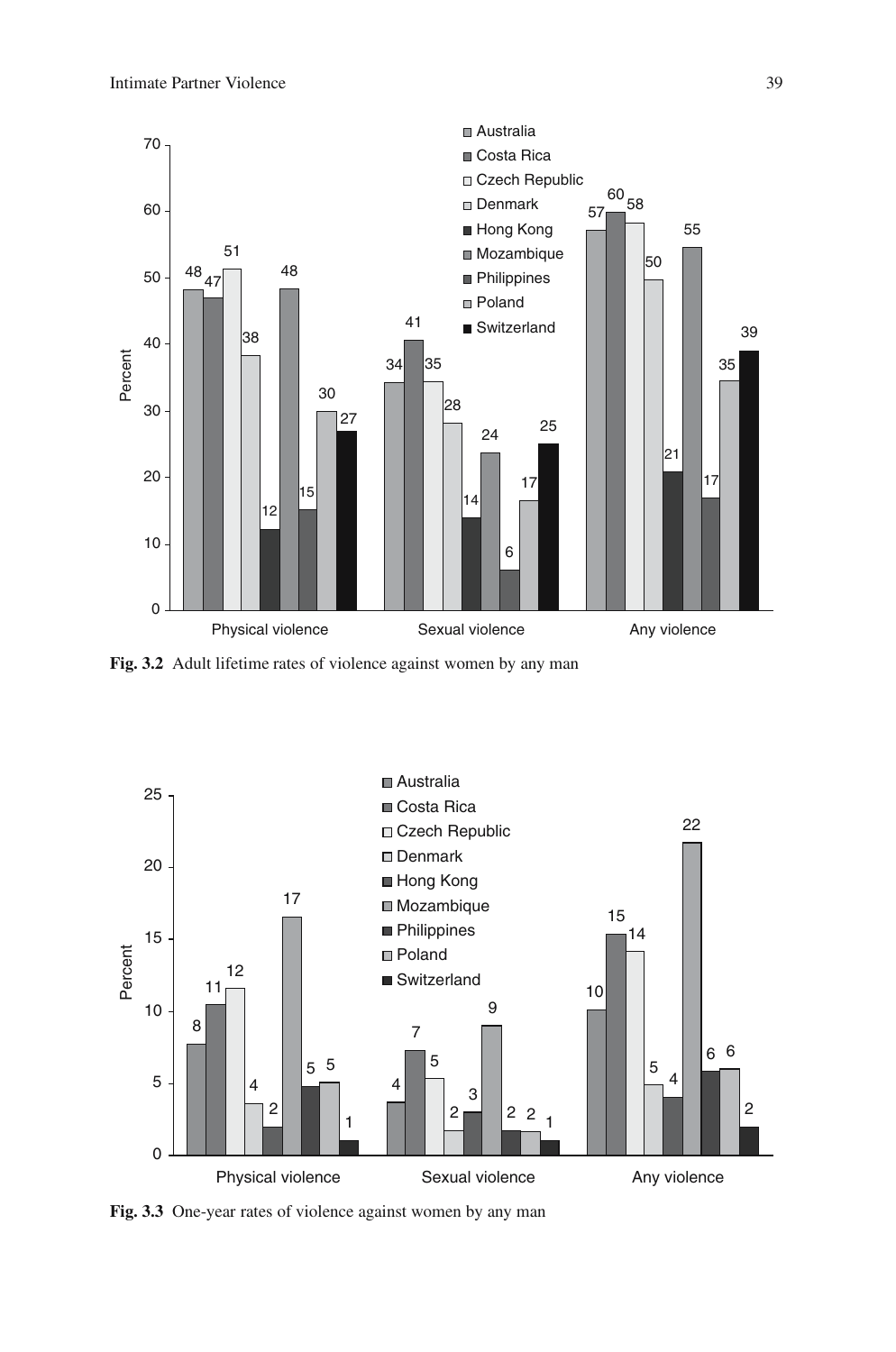| Percent | Australia | Costa Rica | Czech Republic | Denmark | Hong Kong | Mozambique | Philippines | Poland | Switzerland |
|---|---|---|---|---|---|---|---|---|---|
| Physical violence | 48 | 47 | 51 | 38 | 12 | 48 | 15 | 30 | 27 |
| Sexual violence | 34 | 41 | 35 | 28 | 14 | 24 | 6 | 17 | 25 |
| Any violence | 57 | 60 | 58 | 50 | 21 | 55 | 17 | 35 | 39 |

**Fig. 3.2** Adult lifetime rates of violence against women by any man

| Percent | Australia | Costa Rica | Czech Republic | Denmark | Hong Kong | Mozambique | Philippines | Poland | Switzerland |
|---|---|---|---|---|---|---|---|---|---|
| Physical violence | 8 | 11 | 12 | 4 | 2 | 17 | 5 | 5 | 1 |
| Sexual violence | 4 | 7 | 5 | 2 | 3 | 9 | 2 | 2 | 1 |
| Any violence | 10 | 15 | 14 | 5 | 4 | 22 | 6 | 6 | 2 |

**Fig. 3.3** One-year rates of violence against women by any man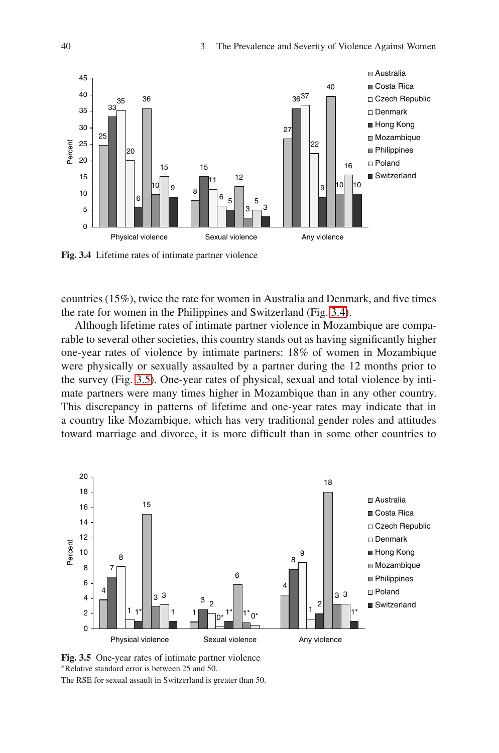**Fig. 3.4** Lifetime rates of intimate partner violence

countries (15%), twice the rate for women in Australia and Denmark, and five times the rate for women in the Philippines and Switzerland (Fig. 3.4).

Although lifetime rates of intimate partner violence in Mozambique are comparable to several other societies, this country stands out as having significantly higher one-year rates of violence by intimate partners: 18% of women in Mozambique were physically or sexually assaulted by a partner during the 12 months prior to the survey (Fig. 3.5). One-year rates of physical, sexual and total violence by intimate partners were many times higher in Mozambique than in any other country. This discrepancy in patterns of lifetime and one-year rates may indicate that in a country like Mozambique, which has very traditional gender roles and attitudes toward marriage and divorce, it is more difficult than in some other countries to

**Fig. 3.5** One-year rates of intimate partner violence
*Relative standard error is between 25 and 50.
The RSE for sexual assault in Switzerland is greater than 50.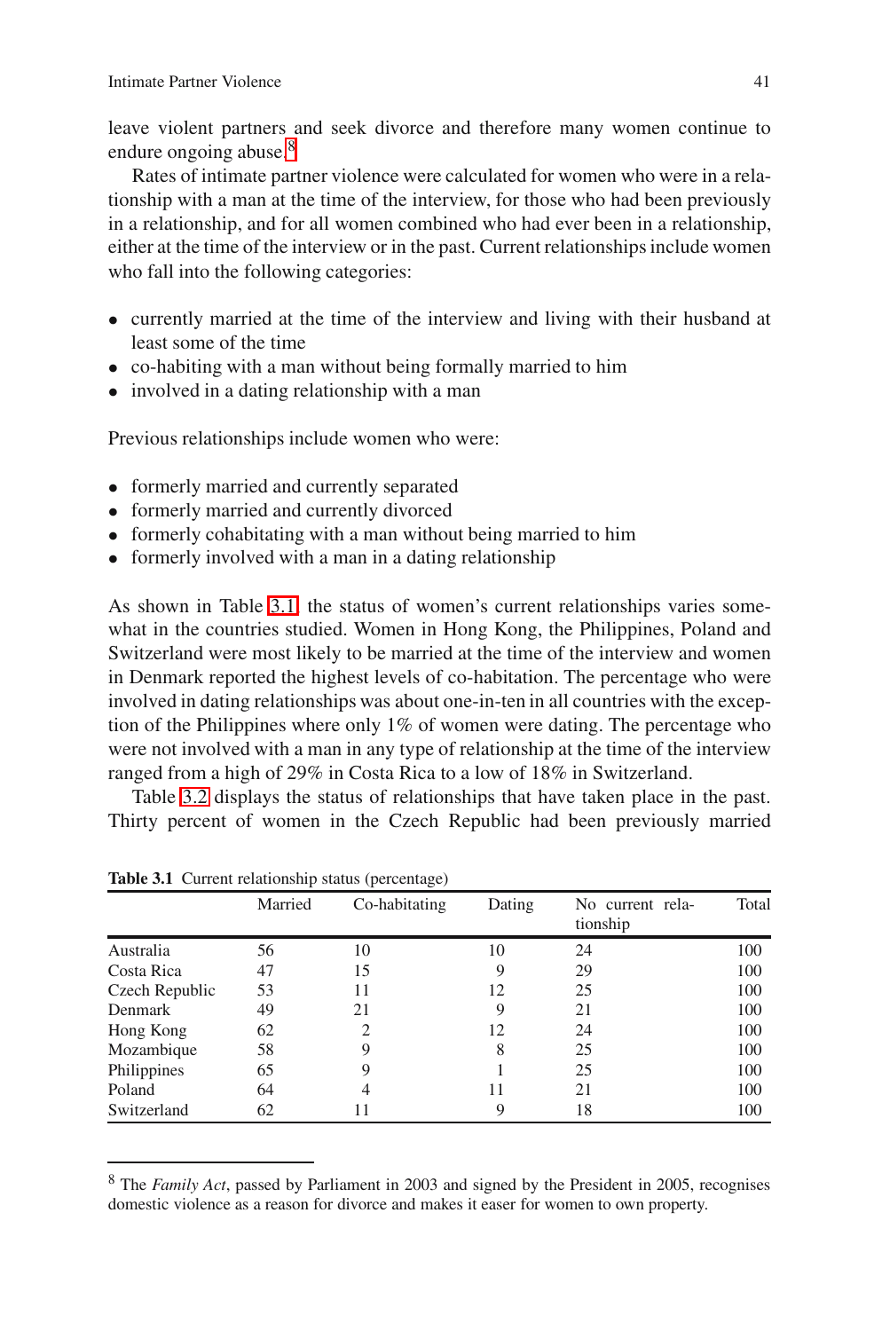leave violent partners and seek divorce and therefore many women continue to endure ongoing abuse.[8]

Rates of intimate partner violence were calculated for women who were in a relationship with a man at the time of the interview, for those who had been previously in a relationship, and for all women combined who had ever been in a relationship, either at the time of the interview or in the past. Current relationships include women who fall into the following categories:

- currently married at the time of the interview and living with their husband at least some of the time
- co-habiting with a man without being formally married to him
- involved in a dating relationship with a man

Previous relationships include women who were:

- formerly married and currently separated
- formerly married and currently divorced
- formerly cohabitating with a man without being married to him
- formerly involved with a man in a dating relationship

As shown in Table 3.1 the status of women's current relationships varies somewhat in the countries studied. Women in Hong Kong, the Philippines, Poland and Switzerland were most likely to be married at the time of the interview and women in Denmark reported the highest levels of co-habitation. The percentage who were involved in dating relationships was about one-in-ten in all countries with the exception of the Philippines where only 1% of women were dating. The percentage who were not involved with a man in any type of relationship at the time of the interview ranged from a high of 29% in Costa Rica to a low of 18% in Switzerland.

Table 3.2 displays the status of relationships that have taken place in the past. Thirty percent of women in the Czech Republic had been previously married

**Table 3.1** Current relationship status (percentage)

| | Married | Co-habitating | Dating | No current relationship | Total |
|---|---|---|---|---|---|
| Australia | 56 | 10 | 10 | 24 | 100 |
| Costa Rica | 47 | 15 | 9 | 29 | 100 |
| Czech Republic | 53 | 11 | 12 | 25 | 100 |
| Denmark | 49 | 21 | 9 | 21 | 100 |
| Hong Kong | 62 | 2 | 12 | 24 | 100 |
| Mozambique | 58 | 9 | 8 | 25 | 100 |
| Philippines | 65 | 9 | 1 | 25 | 100 |
| Poland | 64 | 4 | 11 | 21 | 100 |
| Switzerland | 62 | 11 | 9 | 18 | 100 |

[8] The *Family Act*, passed by Parliament in 2003 and signed by the President in 2005, recognises domestic violence as a reason for divorce and makes it easer for women to own property.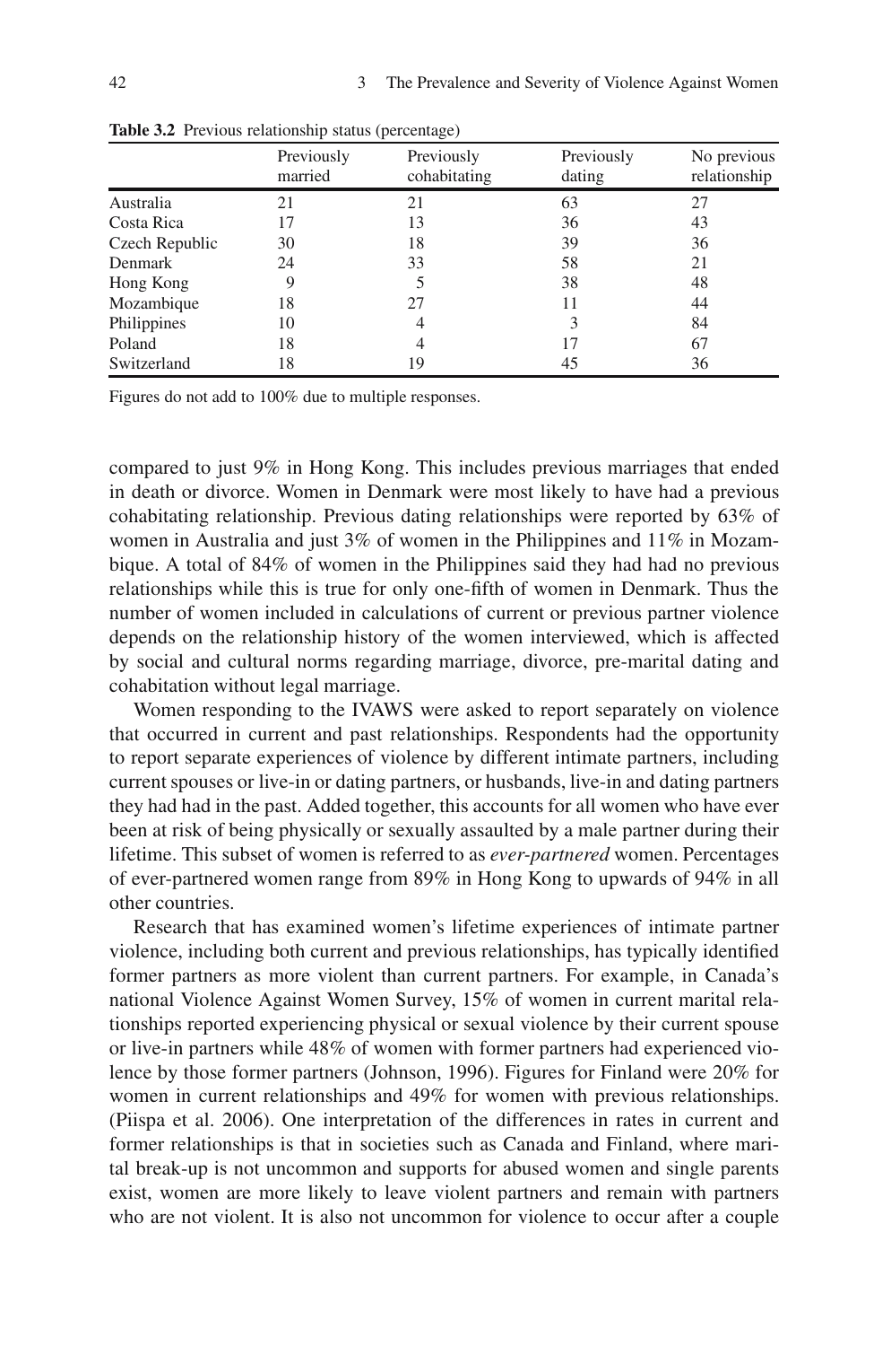**Table 3.2** Previous relationship status (percentage)

| | Previously married | Previously cohabitating | Previously dating | No previous relationship |
|---|---|---|---|---|
| Australia | 21 | 21 | 63 | 27 |
| Costa Rica | 17 | 13 | 36 | 43 |
| Czech Republic | 30 | 18 | 39 | 36 |
| Denmark | 24 | 33 | 58 | 21 |
| Hong Kong | 9 | 5 | 38 | 48 |
| Mozambique | 18 | 27 | 11 | 44 |
| Philippines | 10 | 4 | 3 | 84 |
| Poland | 18 | 4 | 17 | 67 |
| Switzerland | 18 | 19 | 45 | 36 |

Figures do not add to 100% due to multiple responses.

compared to just 9% in Hong Kong. This includes previous marriages that ended in death or divorce. Women in Denmark were most likely to have had a previous cohabitating relationship. Previous dating relationships were reported by 63% of women in Australia and just 3% of women in the Philippines and 11% in Mozambique. A total of 84% of women in the Philippines said they had had no previous relationships while this is true for only one-fifth of women in Denmark. Thus the number of women included in calculations of current or previous partner violence depends on the relationship history of the women interviewed, which is affected by social and cultural norms regarding marriage, divorce, pre-marital dating and cohabitation without legal marriage.

Women responding to the IVAWS were asked to report separately on violence that occurred in current and past relationships. Respondents had the opportunity to report separate experiences of violence by different intimate partners, including current spouses or live-in or dating partners, or husbands, live-in and dating partners they had had in the past. Added together, this accounts for all women who have ever been at risk of being physically or sexually assaulted by a male partner during their lifetime. This subset of women is referred to as *ever-partnered* women. Percentages of ever-partnered women range from 89% in Hong Kong to upwards of 94% in all other countries.

Research that has examined women's lifetime experiences of intimate partner violence, including both current and previous relationships, has typically identified former partners as more violent than current partners. For example, in Canada's national Violence Against Women Survey, 15% of women in current marital relationships reported experiencing physical or sexual violence by their current spouse or live-in partners while 48% of women with former partners had experienced violence by those former partners (Johnson, 1996). Figures for Finland were 20% for women in current relationships and 49% for women with previous relationships. (Piispa et al. 2006). One interpretation of the differences in rates in current and former relationships is that in societies such as Canada and Finland, where marital break-up is not uncommon and supports for abused women and single parents exist, women are more likely to leave violent partners and remain with partners who are not violent. It is also not uncommon for violence to occur after a couple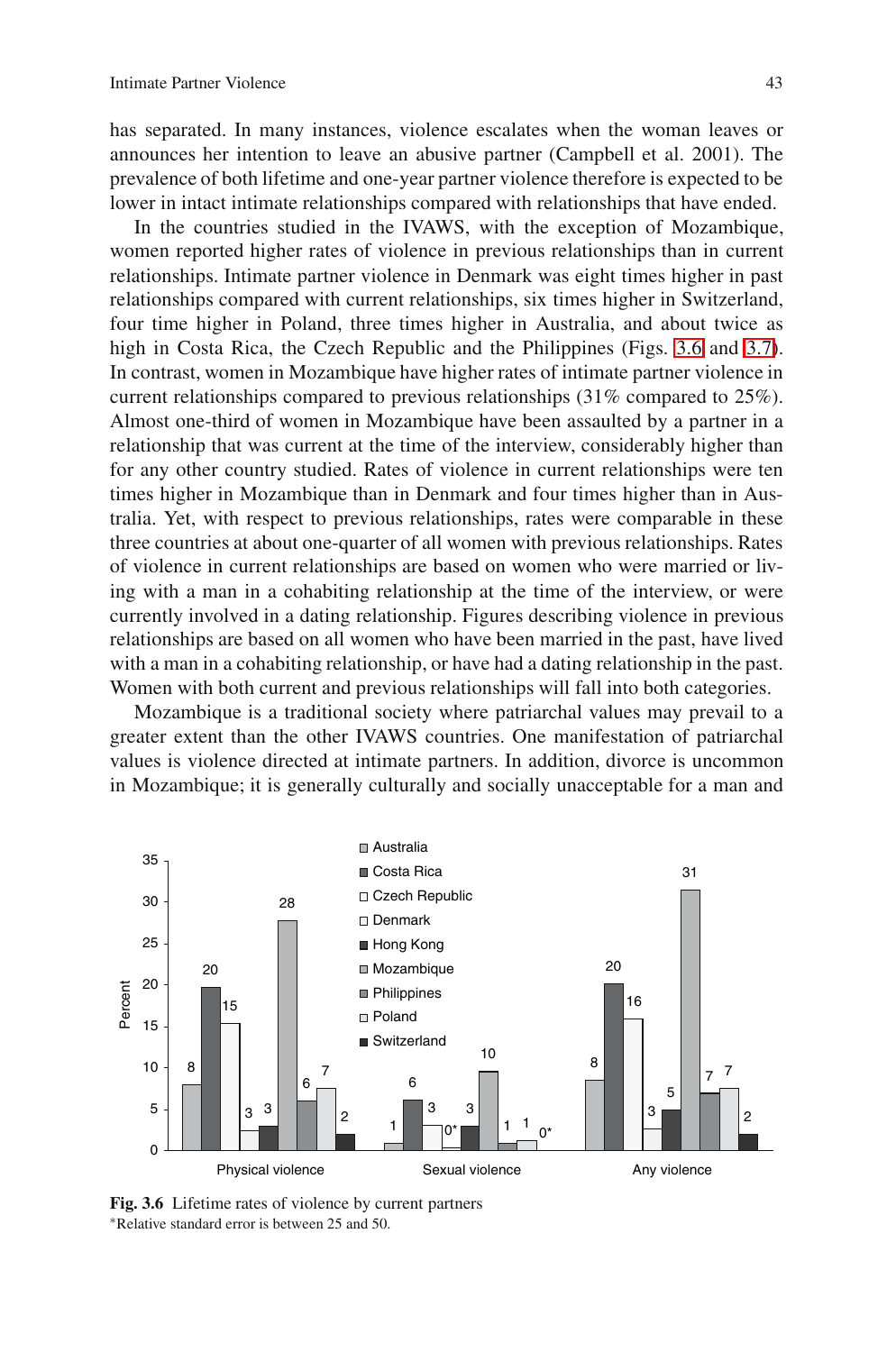has separated. In many instances, violence escalates when the woman leaves or announces her intention to leave an abusive partner (Campbell et al. 2001). The prevalence of both lifetime and one-year partner violence therefore is expected to be lower in intact intimate relationships compared with relationships that have ended.

In the countries studied in the IVAWS, with the exception of Mozambique, women reported higher rates of violence in previous relationships than in current relationships. Intimate partner violence in Denmark was eight times higher in past relationships compared with current relationships, six times higher in Switzerland, four time higher in Poland, three times higher in Australia, and about twice as high in Costa Rica, the Czech Republic and the Philippines (Figs. 3.6 and 3.7). In contrast, women in Mozambique have higher rates of intimate partner violence in current relationships compared to previous relationships (31% compared to 25%). Almost one-third of women in Mozambique have been assaulted by a partner in a relationship that was current at the time of the interview, considerably higher than for any other country studied. Rates of violence in current relationships were ten times higher in Mozambique than in Denmark and four times higher than in Australia. Yet, with respect to previous relationships, rates were comparable in these three countries at about one-quarter of all women with previous relationships. Rates of violence in current relationships are based on women who were married or living with a man in a cohabiting relationship at the time of the interview, or were currently involved in a dating relationship. Figures describing violence in previous relationships are based on all women who have been married in the past, have lived with a man in a cohabiting relationship, or have had a dating relationship in the past. Women with both current and previous relationships will fall into both categories.

Mozambique is a traditional society where patriarchal values may prevail to a greater extent than the other IVAWS countries. One manifestation of patriarchal values is violence directed at intimate partners. In addition, divorce is uncommon in Mozambique; it is generally culturally and socially unacceptable for a man and

Australia
Costa Rica
Czech Republic
Denmark
Hong Kong
Mozambique
Philippines
Poland
Switzerland

Percent
0
5
10
15
20
25
30
35

Physical violence: 8, 20, 15, 3, 3, 28, 6, 7, 2
Sexual violence: 1, 6, 3, 0*, 3, 10, 1, 1, 0*
Any violence: 8, 20, 16, 3, 5, 31, 7, 7, 2

**Fig. 3.6** Lifetime rates of violence by current partners
*Relative standard error is between 25 and 50.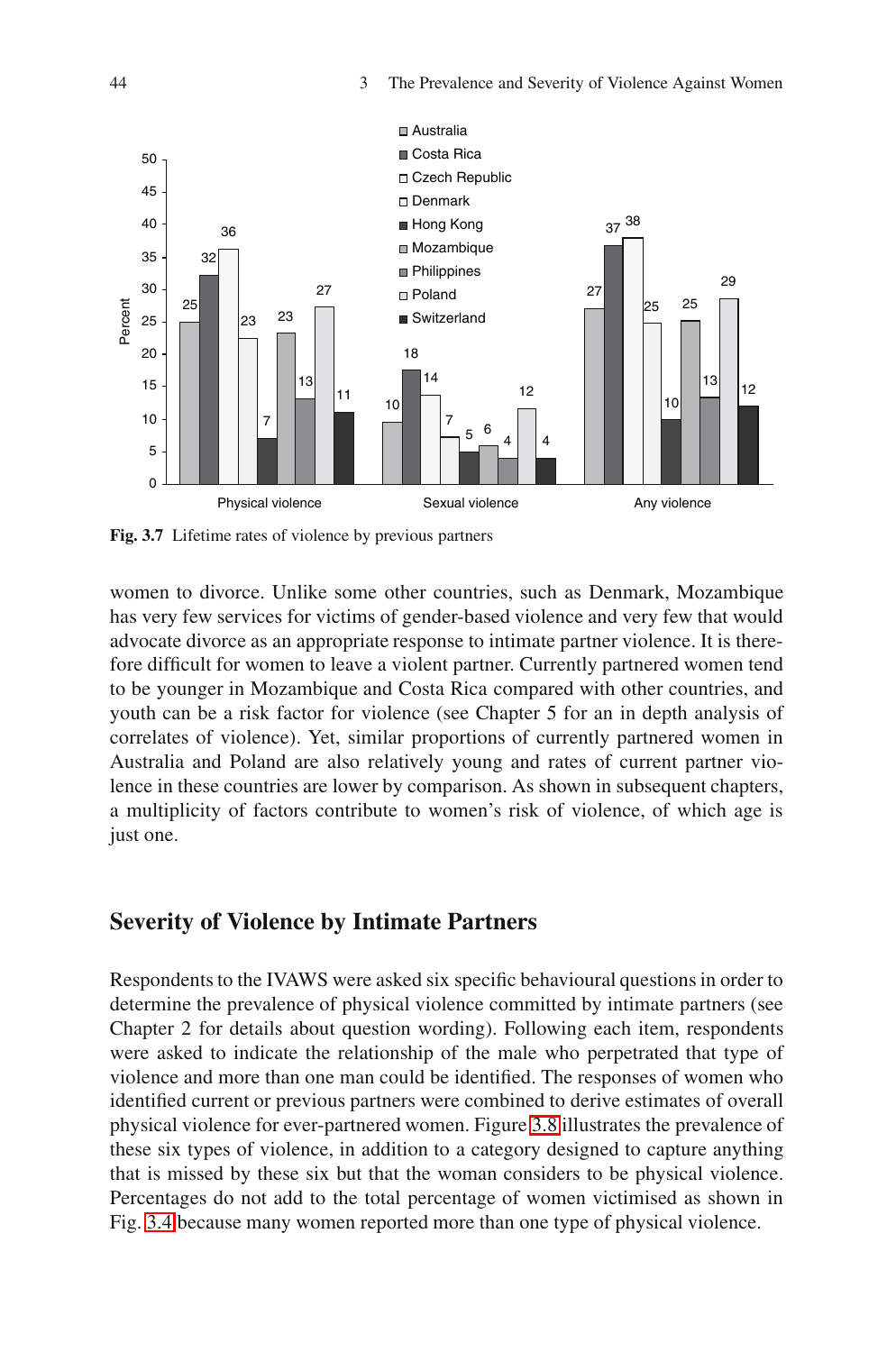Australia
Costa Rica
Czech Republic
Denmark
Hong Kong
Mozambique
Philippines
Poland
Switzerland

Percent

50
45
40
35
30
25
20
15
10
5
0

25 32 36 23 7 23 13 27 11

10 18 14 7 5 6 4 12 4

27 37 38 25 10 25 13 29 12

Physical violence

Sexual violence

Any violence

**Fig. 3.7** Lifetime rates of violence by previous partners

women to divorce. Unlike some other countries, such as Denmark, Mozambique has very few services for victims of gender-based violence and very few that would advocate divorce as an appropriate response to intimate partner violence. It is therefore difficult for women to leave a violent partner. Currently partnered women tend to be younger in Mozambique and Costa Rica compared with other countries, and youth can be a risk factor for violence (see Chapter 5 for an in depth analysis of correlates of violence). Yet, similar proportions of currently partnered women in Australia and Poland are also relatively young and rates of current partner violence in these countries are lower by comparison. As shown in subsequent chapters, a multiplicity of factors contribute to women's risk of violence, of which age is just one.

## Severity of Violence by Intimate Partners

Respondents to the IVAWS were asked six specific behavioural questions in order to determine the prevalence of physical violence committed by intimate partners (see Chapter 2 for details about question wording). Following each item, respondents were asked to indicate the relationship of the male who perpetrated that type of violence and more than one man could be identified. The responses of women who identified current or previous partners were combined to derive estimates of overall physical violence for ever-partnered women. Figure 3.8 illustrates the prevalence of these six types of violence, in addition to a category designed to capture anything that is missed by these six but that the woman considers to be physical violence. Percentages do not add to the total percentage of women victimised as shown in Fig. 3.4 because many women reported more than one type of physical violence.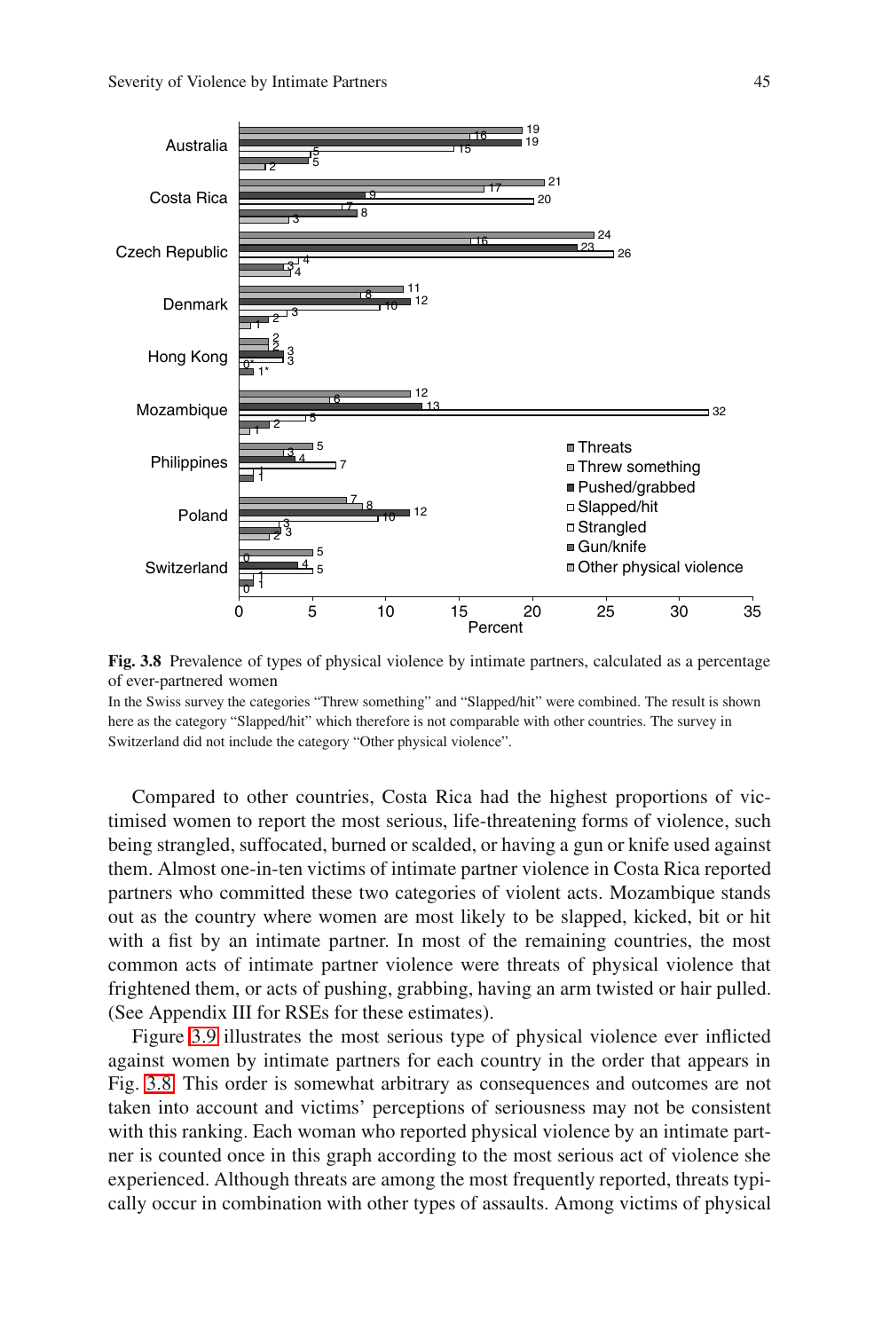Australia
Costa Rica
Czech Republic
Denmark
Hong Kong
Mozambique
Philippines
Poland
Switzerland

19
16
19
15
5
5
2

21
17
9
20
7
8
3

24
16
23
26
4
3
4

11
8
12
10
3
2
1

2
2
3
3
0*
1*

12
6
13
32
5
2
1

5
3
4
7
1
1

7
8
12
10
3
3
2

5
0
4
5
1
1
0

Threats
Threw something
Pushed/grabbed
Slapped/hit
Strangled
Gun/knife
Other physical violence

0 5 10 15 20 25 30 35
Percent

**Fig. 3.8** Prevalence of types of physical violence by intimate partners, calculated as a percentage of ever-partnered women

In the Swiss survey the categories "Threw something" and "Slapped/hit" were combined. The result is shown here as the category "Slapped/hit" which therefore is not comparable with other countries. The survey in Switzerland did not include the category "Other physical violence".

Compared to other countries, Costa Rica had the highest proportions of victimised women to report the most serious, life-threatening forms of violence, such being strangled, suffocated, burned or scalded, or having a gun or knife used against them. Almost one-in-ten victims of intimate partner violence in Costa Rica reported partners who committed these two categories of violent acts. Mozambique stands out as the country where women are most likely to be slapped, kicked, bit or hit with a fist by an intimate partner. In most of the remaining countries, the most common acts of intimate partner violence were threats of physical violence that frightened them, or acts of pushing, grabbing, having an arm twisted or hair pulled. (See Appendix III for RSEs for these estimates).

Figure 3.9 illustrates the most serious type of physical violence ever inflicted against women by intimate partners for each country in the order that appears in Fig. 3.8. This order is somewhat arbitrary as consequences and outcomes are not taken into account and victims' perceptions of seriousness may not be consistent with this ranking. Each woman who reported physical violence by an intimate partner is counted once in this graph according to the most serious act of violence she experienced. Although threats are among the most frequently reported, threats typically occur in combination with other types of assaults. Among victims of physical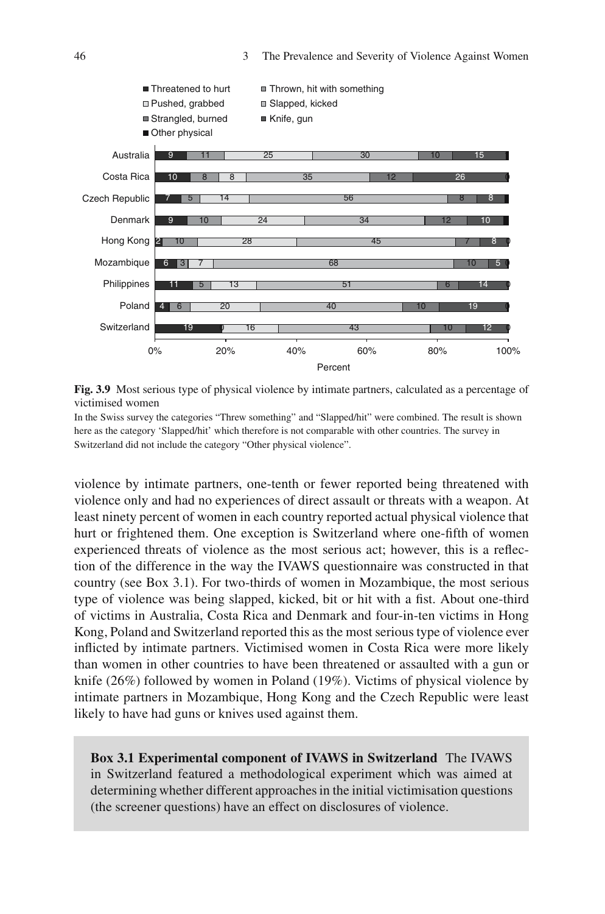| | Threatened to hurt | Thrown, hit with something | Pushed, grabbed | Slapped, kicked | Strangled, burned | Knife, gun | Other physical |
|---|---|---|---|---|---|---|---|
| Australia | 9 | 11 | 25 | 30 | 10 | 15 | |
| Costa Rica | 10 | 8 | 8 | 35 | 12 | 26 | 0 |
| Czech Republic | 7 | 5 | 14 | 56 | 8 | 8 | |
| Denmark | 9 | 10 | 24 | 34 | 12 | 10 | |
| Hong Kong | 2 | 10 | 28 | 45 | 7 | 8 | 0 |
| Mozambique | 6 | 3 | 7 | 68 | 10 | 5 | 0 |
| Philippines | 11 | 5 | 13 | 51 | 6 | 14 | 0 |
| Poland | 4 | 6 | 20 | 40 | 10 | 19 | 0 |
| Switzerland | 19 | 0 | 16 | 43 | 10 | 12 | 0 |

**Fig. 3.9** Most serious type of physical violence by intimate partners, calculated as a percentage of victimised women

In the Swiss survey the categories "Threw something" and "Slapped/hit" were combined. The result is shown here as the category 'Slapped/hit' which therefore is not comparable with other countries. The survey in Switzerland did not include the category "Other physical violence".

violence by intimate partners, one-tenth or fewer reported being threatened with violence only and had no experiences of direct assault or threats with a weapon. At least ninety percent of women in each country reported actual physical violence that hurt or frightened them. One exception is Switzerland where one-fifth of women experienced threats of violence as the most serious act; however, this is a reflection of the difference in the way the IVAWS questionnaire was constructed in that country (see Box 3.1). For two-thirds of women in Mozambique, the most serious type of violence was being slapped, kicked, bit or hit with a fist. About one-third of victims in Australia, Costa Rica and Denmark and four-in-ten victims in Hong Kong, Poland and Switzerland reported this as the most serious type of violence ever inflicted by intimate partners. Victimised women in Costa Rica were more likely than women in other countries to have been threatened or assaulted with a gun or knife (26%) followed by women in Poland (19%). Victims of physical violence by intimate partners in Mozambique, Hong Kong and the Czech Republic were least likely to have had guns or knives used against them.

> **Box 3.1 Experimental component of IVAWS in Switzerland** The IVAWS in Switzerland featured a methodological experiment which was aimed at determining whether different approaches in the initial victimisation questions (the screener questions) have an effect on disclosures of violence.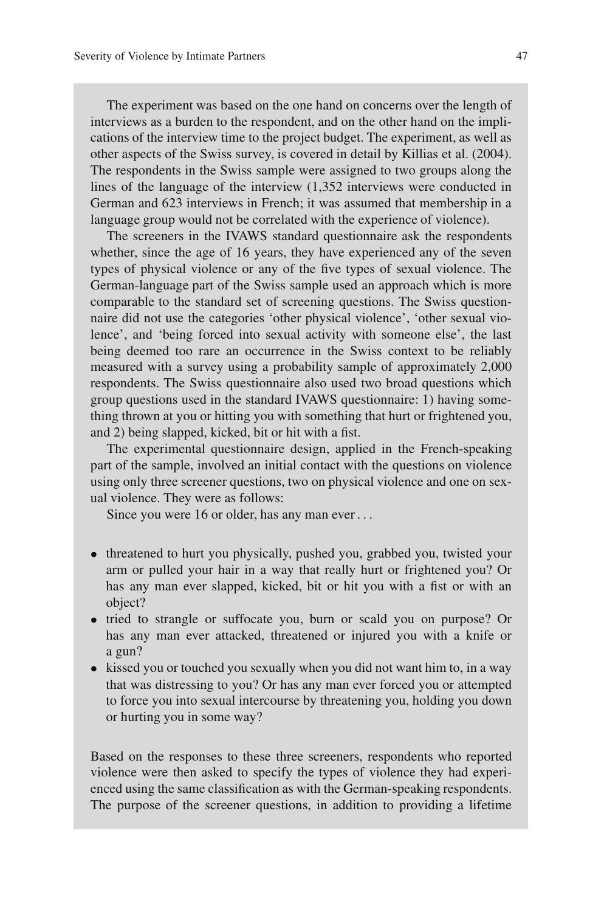The experiment was based on the one hand on concerns over the length of interviews as a burden to the respondent, and on the other hand on the implications of the interview time to the project budget. The experiment, as well as other aspects of the Swiss survey, is covered in detail by Killias et al. (2004). The respondents in the Swiss sample were assigned to two groups along the lines of the language of the interview (1,352 interviews were conducted in German and 623 interviews in French; it was assumed that membership in a language group would not be correlated with the experience of violence).

The screeners in the IVAWS standard questionnaire ask the respondents whether, since the age of 16 years, they have experienced any of the seven types of physical violence or any of the five types of sexual violence. The German-language part of the Swiss sample used an approach which is more comparable to the standard set of screening questions. The Swiss questionnaire did not use the categories 'other physical violence', 'other sexual violence', and 'being forced into sexual activity with someone else', the last being deemed too rare an occurrence in the Swiss context to be reliably measured with a survey using a probability sample of approximately 2,000 respondents. The Swiss questionnaire also used two broad questions which group questions used in the standard IVAWS questionnaire: 1) having something thrown at you or hitting you with something that hurt or frightened you, and 2) being slapped, kicked, bit or hit with a fist.

The experimental questionnaire design, applied in the French-speaking part of the sample, involved an initial contact with the questions on violence using only three screener questions, two on physical violence and one on sexual violence. They were as follows:

Since you were 16 or older, has any man ever . . .

- threatened to hurt you physically, pushed you, grabbed you, twisted your arm or pulled your hair in a way that really hurt or frightened you? Or has any man ever slapped, kicked, bit or hit you with a fist or with an object?
- tried to strangle or suffocate you, burn or scald you on purpose? Or has any man ever attacked, threatened or injured you with a knife or a gun?
- kissed you or touched you sexually when you did not want him to, in a way that was distressing to you? Or has any man ever forced you or attempted to force you into sexual intercourse by threatening you, holding you down or hurting you in some way?

Based on the responses to these three screeners, respondents who reported violence were then asked to specify the types of violence they had experienced using the same classification as with the German-speaking respondents. The purpose of the screener questions, in addition to providing a lifetime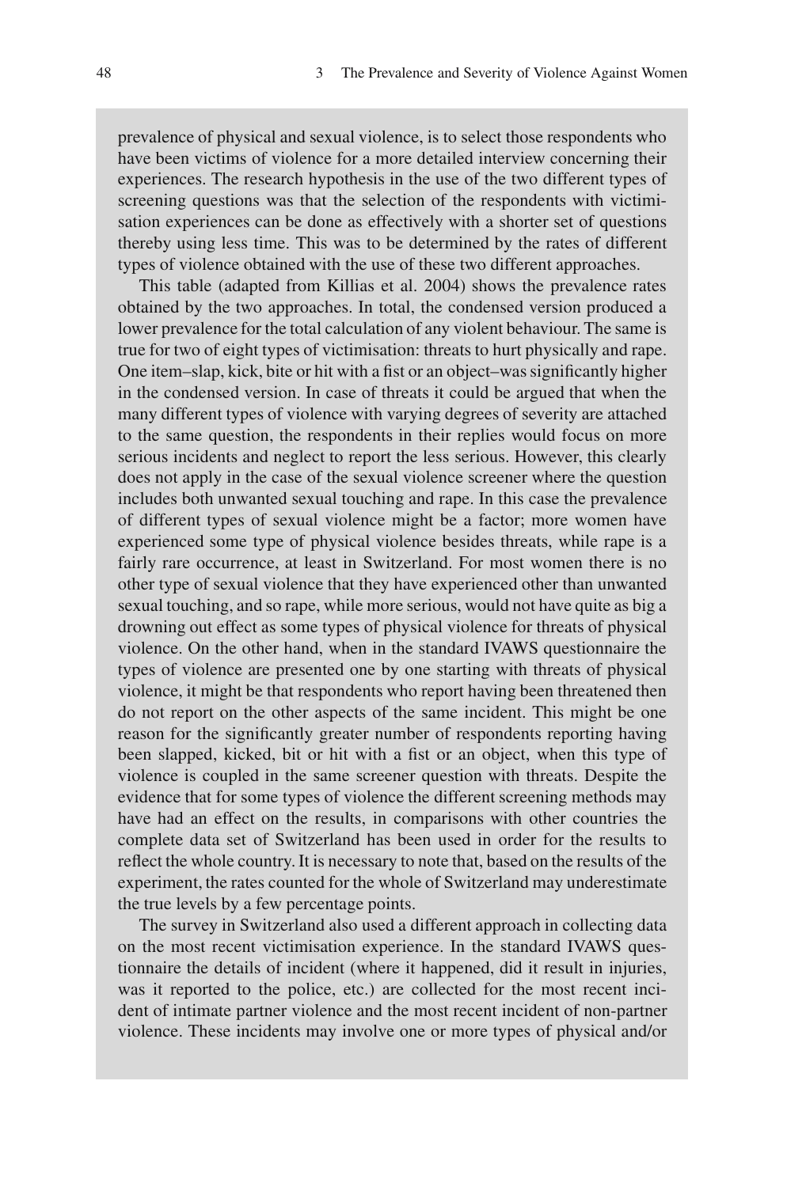prevalence of physical and sexual violence, is to select those respondents who have been victims of violence for a more detailed interview concerning their experiences. The research hypothesis in the use of the two different types of screening questions was that the selection of the respondents with victimisation experiences can be done as effectively with a shorter set of questions thereby using less time. This was to be determined by the rates of different types of violence obtained with the use of these two different approaches.

This table (adapted from Killias et al. 2004) shows the prevalence rates obtained by the two approaches. In total, the condensed version produced a lower prevalence for the total calculation of any violent behaviour. The same is true for two of eight types of victimisation: threats to hurt physically and rape. One item–slap, kick, bite or hit with a fist or an object–was significantly higher in the condensed version. In case of threats it could be argued that when the many different types of violence with varying degrees of severity are attached to the same question, the respondents in their replies would focus on more serious incidents and neglect to report the less serious. However, this clearly does not apply in the case of the sexual violence screener where the question includes both unwanted sexual touching and rape. In this case the prevalence of different types of sexual violence might be a factor; more women have experienced some type of physical violence besides threats, while rape is a fairly rare occurrence, at least in Switzerland. For most women there is no other type of sexual violence that they have experienced other than unwanted sexual touching, and so rape, while more serious, would not have quite as big a drowning out effect as some types of physical violence for threats of physical violence. On the other hand, when in the standard IVAWS questionnaire the types of violence are presented one by one starting with threats of physical violence, it might be that respondents who report having been threatened then do not report on the other aspects of the same incident. This might be one reason for the significantly greater number of respondents reporting having been slapped, kicked, bit or hit with a fist or an object, when this type of violence is coupled in the same screener question with threats. Despite the evidence that for some types of violence the different screening methods may have had an effect on the results, in comparisons with other countries the complete data set of Switzerland has been used in order for the results to reflect the whole country. It is necessary to note that, based on the results of the experiment, the rates counted for the whole of Switzerland may underestimate the true levels by a few percentage points.

The survey in Switzerland also used a different approach in collecting data on the most recent victimisation experience. In the standard IVAWS questionnaire the details of incident (where it happened, did it result in injuries, was it reported to the police, etc.) are collected for the most recent incident of intimate partner violence and the most recent incident of non-partner violence. These incidents may involve one or more types of physical and/or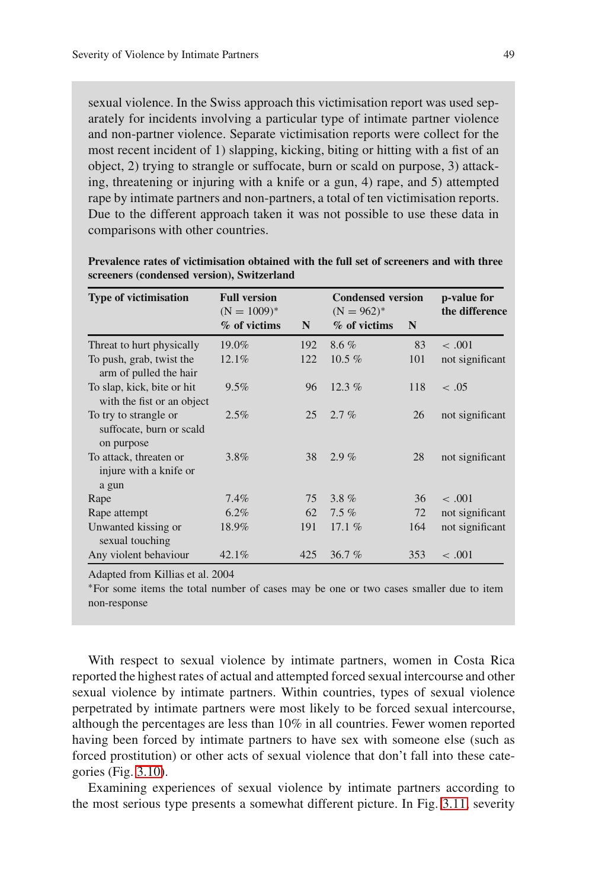sexual violence. In the Swiss approach this victimisation report was used separately for incidents involving a particular type of intimate partner violence and non-partner violence. Separate victimisation reports were collect for the most recent incident of 1) slapping, kicking, biting or hitting with a fist of an object, 2) trying to strangle or suffocate, burn or scald on purpose, 3) attacking, threatening or injuring with a knife or a gun, 4) rape, and 5) attempted rape by intimate partners and non-partners, a total of ten victimisation reports. Due to the different approach taken it was not possible to use these data in comparisons with other countries.

**Prevalence rates of victimisation obtained with the full set of screeners and with three screeners (condensed version), Switzerland**

| Type of victimisation | Full version (N = 1009)* % of victims | N | Condensed version (N = 962)* % of victims | N | p-value for the difference |
|---|---|---|---|---|---|
| Threat to hurt physically | 19.0% | 192 | 8.6 % | 83 | < .001 |
| To push, grab, twist the arm of pulled the hair | 12.1% | 122 | 10.5 % | 101 | not significant |
| To slap, kick, bite or hit with the fist or an object | 9.5% | 96 | 12.3 % | 118 | < .05 |
| To try to strangle or suffocate, burn or scald on purpose | 2.5% | 25 | 2.7 % | 26 | not significant |
| To attack, threaten or injure with a knife or a gun | 3.8% | 38 | 2.9 % | 28 | not significant |
| Rape | 7.4% | 75 | 3.8 % | 36 | < .001 |
| Rape attempt | 6.2% | 62 | 7.5 % | 72 | not significant |
| Unwanted kissing or sexual touching | 18.9% | 191 | 17.1 % | 164 | not significant |
| Any violent behaviour | 42.1% | 425 | 36.7 % | 353 | < .001 |

Adapted from Killias et al. 2004

*For some items the total number of cases may be one or two cases smaller due to item non-response

With respect to sexual violence by intimate partners, women in Costa Rica reported the highest rates of actual and attempted forced sexual intercourse and other sexual violence by intimate partners. Within countries, types of sexual violence perpetrated by intimate partners were most likely to be forced sexual intercourse, although the percentages are less than 10% in all countries. Fewer women reported having been forced by intimate partners to have sex with someone else (such as forced prostitution) or other acts of sexual violence that don't fall into these categories (Fig. 3.10).

Examining experiences of sexual violence by intimate partners according to the most serious type presents a somewhat different picture. In Fig. 3.11, severity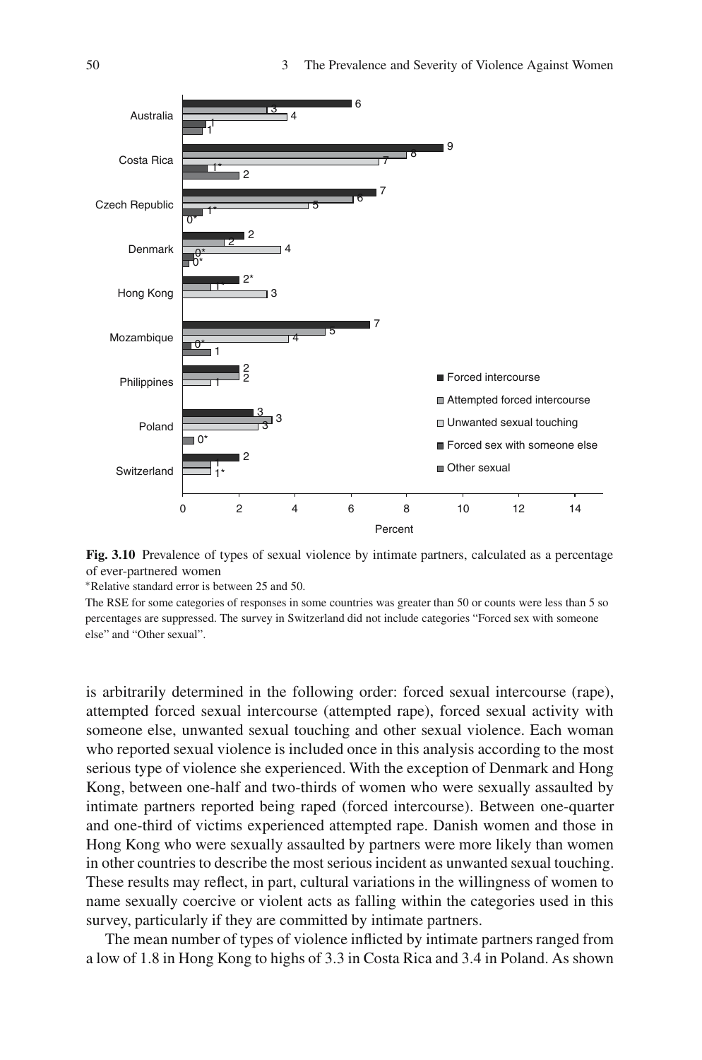**Fig. 3.10** Prevalence of types of sexual violence by intimate partners, calculated as a percentage of ever-partnered women

*Relative standard error is between 25 and 50.

The RSE for some categories of responses in some countries was greater than 50 or counts were less than 5 so percentages are suppressed. The survey in Switzerland did not include categories "Forced sex with someone else" and "Other sexual".

is arbitrarily determined in the following order: forced sexual intercourse (rape), attempted forced sexual intercourse (attempted rape), forced sexual activity with someone else, unwanted sexual touching and other sexual violence. Each woman who reported sexual violence is included once in this analysis according to the most serious type of violence she experienced. With the exception of Denmark and Hong Kong, between one-half and two-thirds of women who were sexually assaulted by intimate partners reported being raped (forced intercourse). Between one-quarter and one-third of victims experienced attempted rape. Danish women and those in Hong Kong who were sexually assaulted by partners were more likely than women in other countries to describe the most serious incident as unwanted sexual touching. These results may reflect, in part, cultural variations in the willingness of women to name sexually coercive or violent acts as falling within the categories used in this survey, particularly if they are committed by intimate partners.

The mean number of types of violence inflicted by intimate partners ranged from a low of 1.8 in Hong Kong to highs of 3.3 in Costa Rica and 3.4 in Poland. As shown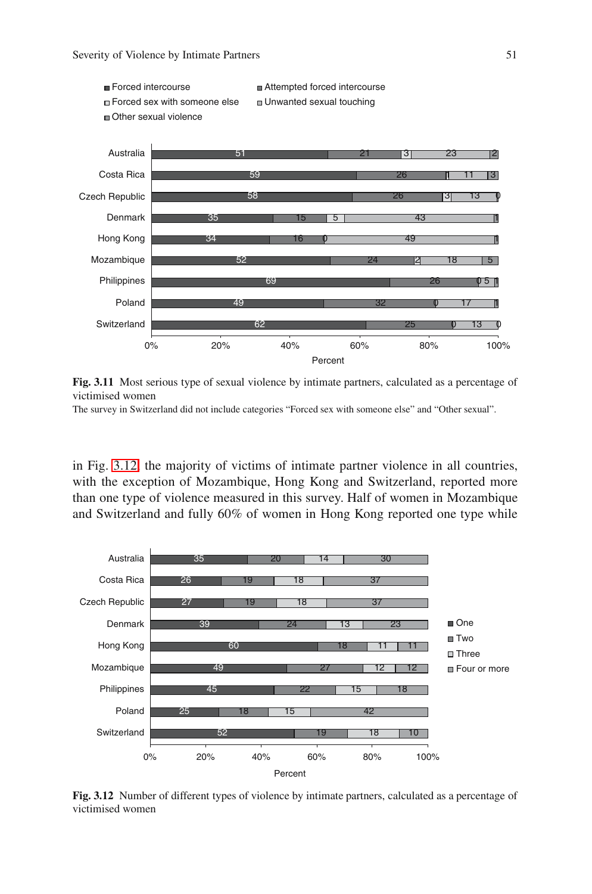Fig. 3.11 Most serious type of sexual violence by intimate partners, calculated as a percentage of victimised women

The survey in Switzerland did not include categories "Forced sex with someone else" and "Other sexual".

in Fig. 3.12 the majority of victims of intimate partner violence in all countries, with the exception of Mozambique, Hong Kong and Switzerland, reported more than one type of violence measured in this survey. Half of women in Mozambique and Switzerland and fully 60% of women in Hong Kong reported one type while

Fig. 3.12 Number of different types of violence by intimate partners, calculated as a percentage of victimised women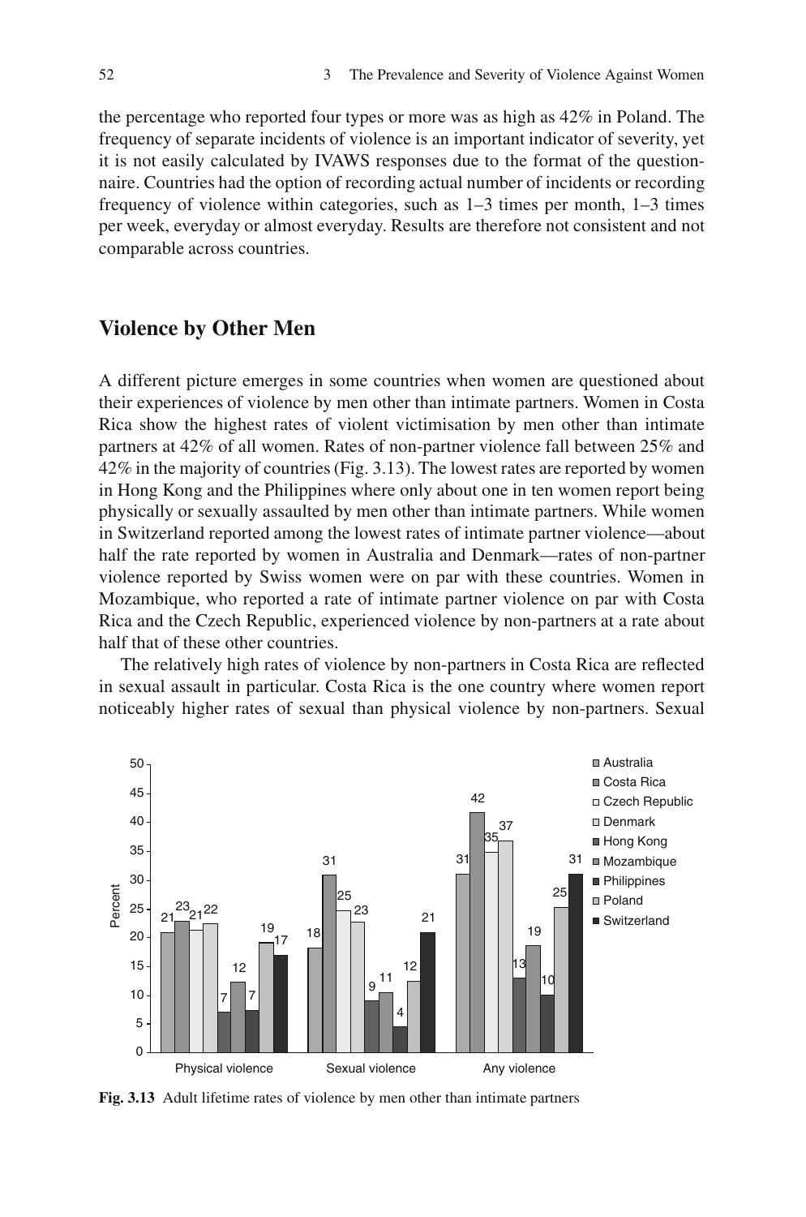the percentage who reported four types or more was as high as 42% in Poland. The frequency of separate incidents of violence is an important indicator of severity, yet it is not easily calculated by IVAWS responses due to the format of the questionnaire. Countries had the option of recording actual number of incidents or recording frequency of violence within categories, such as 1–3 times per month, 1–3 times per week, everyday or almost everyday. Results are therefore not consistent and not comparable across countries.

## Violence by Other Men

A different picture emerges in some countries when women are questioned about their experiences of violence by men other than intimate partners. Women in Costa Rica show the highest rates of violent victimisation by men other than intimate partners at 42% of all women. Rates of non-partner violence fall between 25% and 42% in the majority of countries (Fig. 3.13). The lowest rates are reported by women in Hong Kong and the Philippines where only about one in ten women report being physically or sexually assaulted by men other than intimate partners. While women in Switzerland reported among the lowest rates of intimate partner violence—about half the rate reported by women in Australia and Denmark—rates of non-partner violence reported by Swiss women were on par with these countries. Women in Mozambique, who reported a rate of intimate partner violence on par with Costa Rica and the Czech Republic, experienced violence by non-partners at a rate about half that of these other countries.

The relatively high rates of violence by non-partners in Costa Rica are reflected in sexual assault in particular. Costa Rica is the one country where women report noticeably higher rates of sexual than physical violence by non-partners. Sexual

| Percent | Physical violence | Sexual violence | Any violence |
|---|---|---|---|
| Australia | 21 | 18 | 31 |
| Costa Rica | 23 | 31 | 42 |
| Czech Republic | 21 | 25 | 35 |
| Denmark | 22 | 23 | 37 |
| Hong Kong | 7 | 9 | 13 |
| Mozambique | 12 | 11 | 19 |
| Philippines | 7 | 4 | 10 |
| Poland | 19 | 12 | 25 |
| Switzerland | 17 | 21 | 31 |

**Fig. 3.13** Adult lifetime rates of violence by men other than intimate partners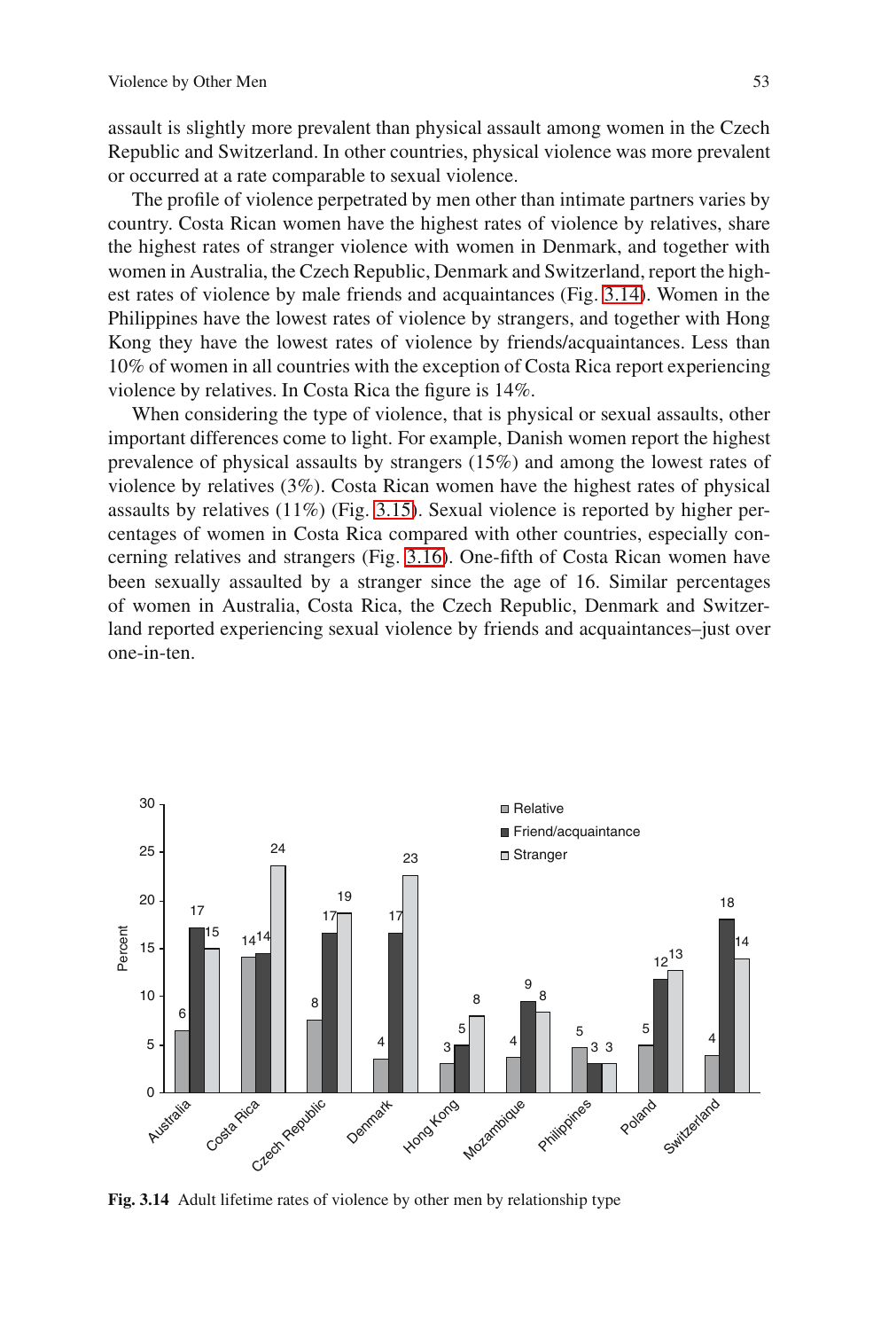assault is slightly more prevalent than physical assault among women in the Czech Republic and Switzerland. In other countries, physical violence was more prevalent or occurred at a rate comparable to sexual violence.

The profile of violence perpetrated by men other than intimate partners varies by country. Costa Rican women have the highest rates of violence by relatives, share the highest rates of stranger violence with women in Denmark, and together with women in Australia, the Czech Republic, Denmark and Switzerland, report the highest rates of violence by male friends and acquaintances (Fig. 3.14). Women in the Philippines have the lowest rates of violence by strangers, and together with Hong Kong they have the lowest rates of violence by friends/acquaintances. Less than 10% of women in all countries with the exception of Costa Rica report experiencing violence by relatives. In Costa Rica the figure is 14%.

When considering the type of violence, that is physical or sexual assaults, other important differences come to light. For example, Danish women report the highest prevalence of physical assaults by strangers (15%) and among the lowest rates of violence by relatives (3%). Costa Rican women have the highest rates of physical assaults by relatives (11%) (Fig. 3.15). Sexual violence is reported by higher percentages of women in Costa Rica compared with other countries, especially concerning relatives and strangers (Fig. 3.16). One-fifth of Costa Rican women have been sexually assaulted by a stranger since the age of 16. Similar percentages of women in Australia, Costa Rica, the Czech Republic, Denmark and Switzerland reported experiencing sexual violence by friends and acquaintances–just over one-in-ten.

| Country | Relative | Friend/acquaintance | Stranger |
|---|---|---|---|
| Australia | 6 | 17 | 15 |
| Costa Rica | 14 | 14 | 24 |
| Czech Republic | 8 | 17 | 19 |
| Denmark | 4 | 17 | 23 |
| Hong Kong | 3 | 5 | 8 |
| Mozambique | 4 | 9 | 8 |
| Philippines | 5 | 3 | 3 |
| Poland | 5 | 12 | 13 |
| Switzerland | 4 | 18 | 14 |

**Fig. 3.14** Adult lifetime rates of violence by other men by relationship type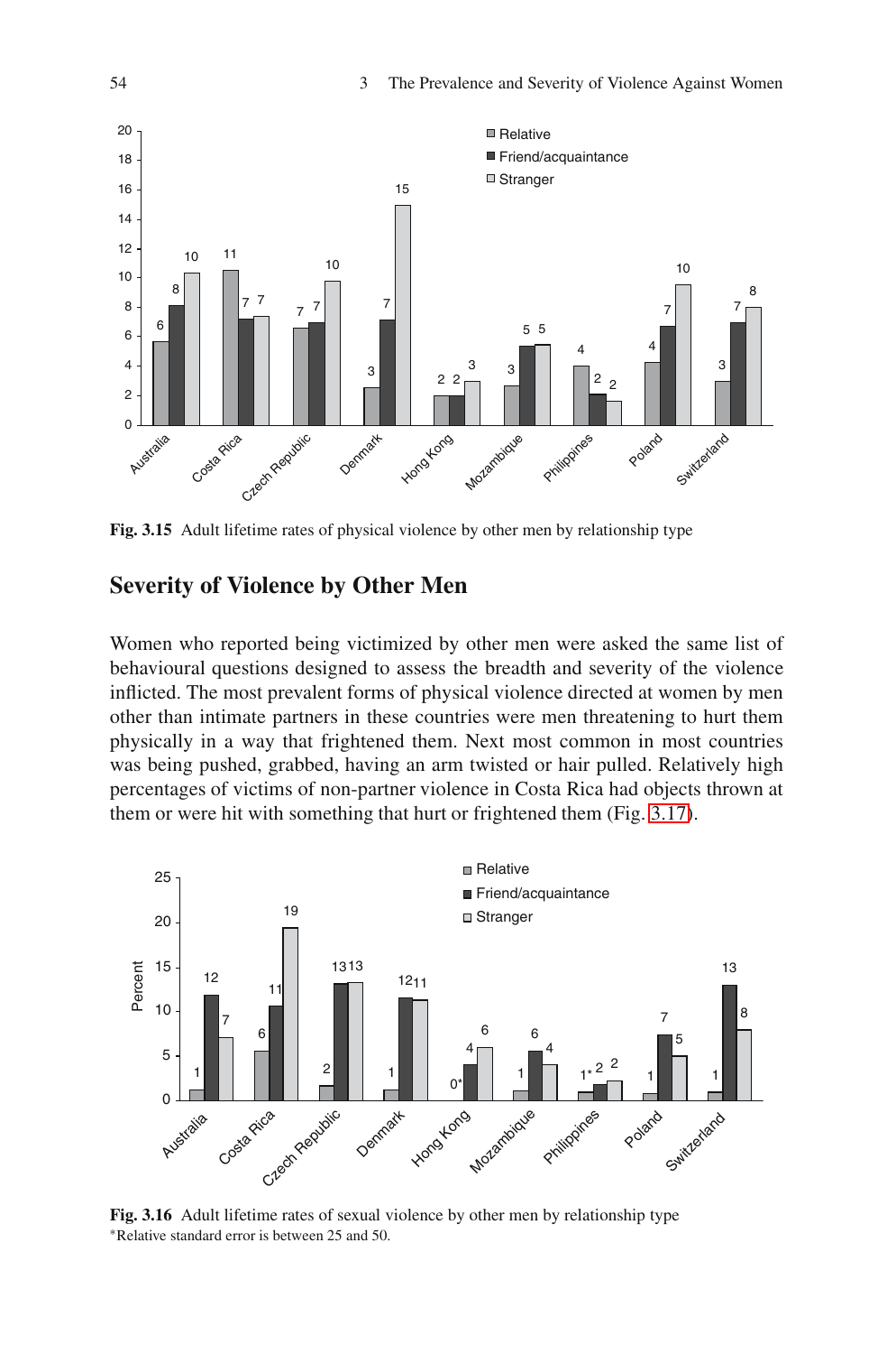Fig. 3.15 Adult lifetime rates of physical violence by other men by relationship type

## Severity of Violence by Other Men

Women who reported being victimized by other men were asked the same list of behavioural questions designed to assess the breadth and severity of the violence inflicted. The most prevalent forms of physical violence directed at women by men other than intimate partners in these countries were men threatening to hurt them physically in a way that frightened them. Next most common in most countries was being pushed, grabbed, having an arm twisted or hair pulled. Relatively high percentages of victims of non-partner violence in Costa Rica had objects thrown at them or were hit with something that hurt or frightened them (Fig. 3.17).

Fig. 3.16 Adult lifetime rates of sexual violence by other men by relationship type
*Relative standard error is between 25 and 50.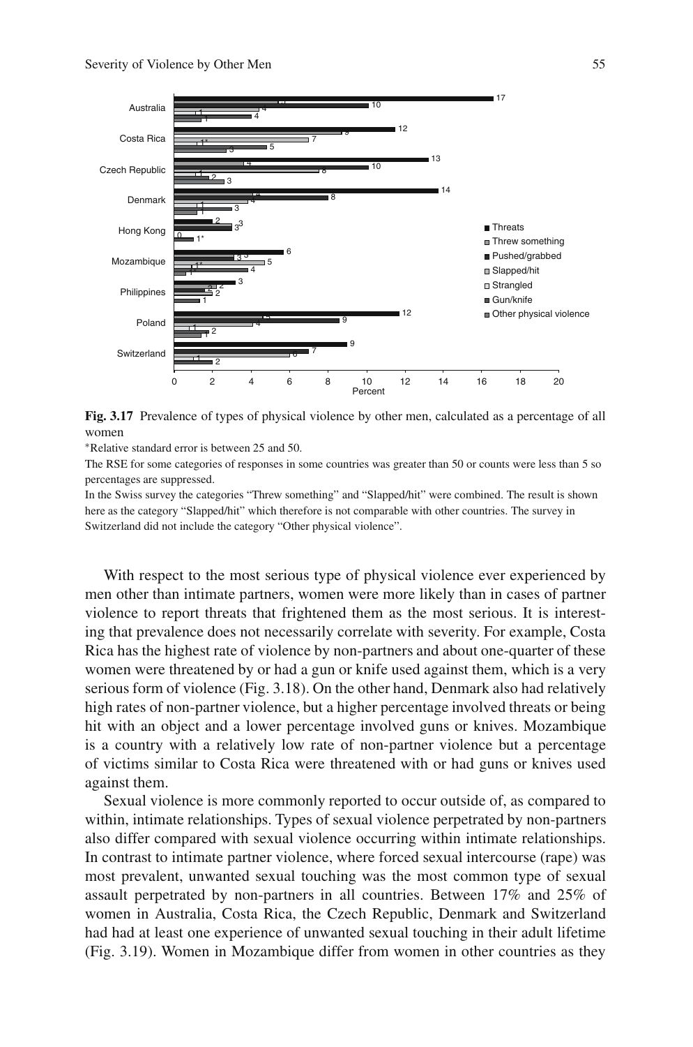Australia
Costa Rica
Czech Republic
Denmark
Hong Kong
Mozambique
Philippines
Poland
Switzerland

17
10
4
1
4
1

12
9
7
1*
5
3

13
4
10
8
1
2
3

14
4
8
4
1
3
1

2
3
3
0
1*

6
3
3
5
1*
4
1

3
2
2
2
1

12
9
4
1
2
1

9
7
6
1
2

0 2 4 6 8 10 12 14 16 18 20
Percent

Threats
Threw something
Pushed/grabbed
Slapped/hit
Strangled
Gun/knife
Other physical violence

**Fig. 3.17** Prevalence of types of physical violence by other men, calculated as a percentage of all women

*Relative standard error is between 25 and 50.

The RSE for some categories of responses in some countries was greater than 50 or counts were less than 5 so percentages are suppressed.

In the Swiss survey the categories "Threw something" and "Slapped/hit" were combined. The result is shown here as the category "Slapped/hit" which therefore is not comparable with other countries. The survey in Switzerland did not include the category "Other physical violence".

With respect to the most serious type of physical violence ever experienced by men other than intimate partners, women were more likely than in cases of partner violence to report threats that frightened them as the most serious. It is interesting that prevalence does not necessarily correlate with severity. For example, Costa Rica has the highest rate of violence by non-partners and about one-quarter of these women were threatened by or had a gun or knife used against them, which is a very serious form of violence (Fig. 3.18). On the other hand, Denmark also had relatively high rates of non-partner violence, but a higher percentage involved threats or being hit with an object and a lower percentage involved guns or knives. Mozambique is a country with a relatively low rate of non-partner violence but a percentage of victims similar to Costa Rica were threatened with or had guns or knives used against them.

Sexual violence is more commonly reported to occur outside of, as compared to within, intimate relationships. Types of sexual violence perpetrated by non-partners also differ compared with sexual violence occurring within intimate relationships. In contrast to intimate partner violence, where forced sexual intercourse (rape) was most prevalent, unwanted sexual touching was the most common type of sexual assault perpetrated by non-partners in all countries. Between 17% and 25% of women in Australia, Costa Rica, the Czech Republic, Denmark and Switzerland had had at least one experience of unwanted sexual touching in their adult lifetime (Fig. 3.19). Women in Mozambique differ from women in other countries as they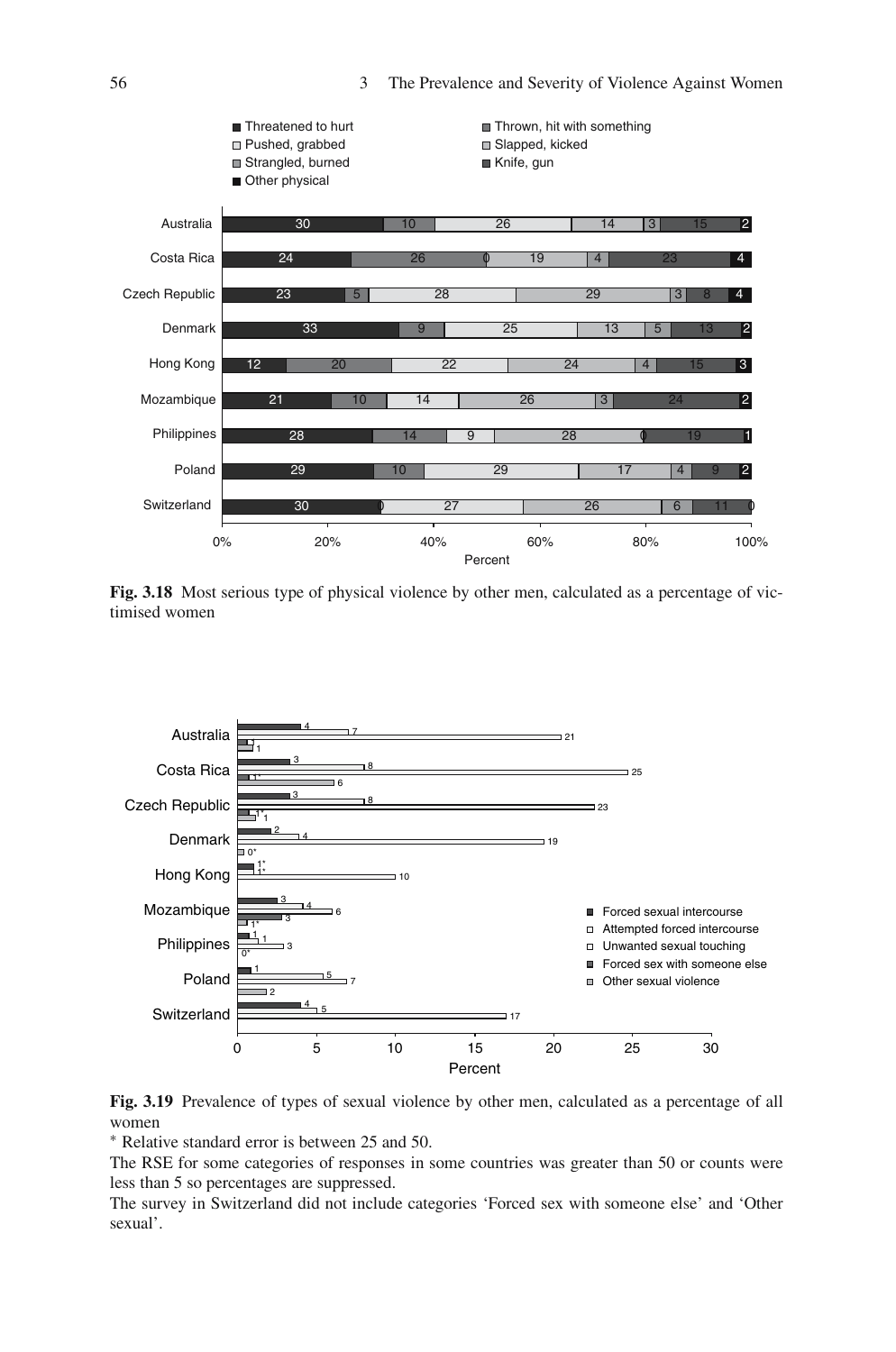**Fig. 3.18** Most serious type of physical violence by other men, calculated as a percentage of victimised women

**Fig. 3.19** Prevalence of types of sexual violence by other men, calculated as a percentage of all women

* Relative standard error is between 25 and 50.

The RSE for some categories of responses in some countries was greater than 50 or counts were less than 5 so percentages are suppressed.

The survey in Switzerland did not include categories 'Forced sex with someone else' and 'Other sexual'.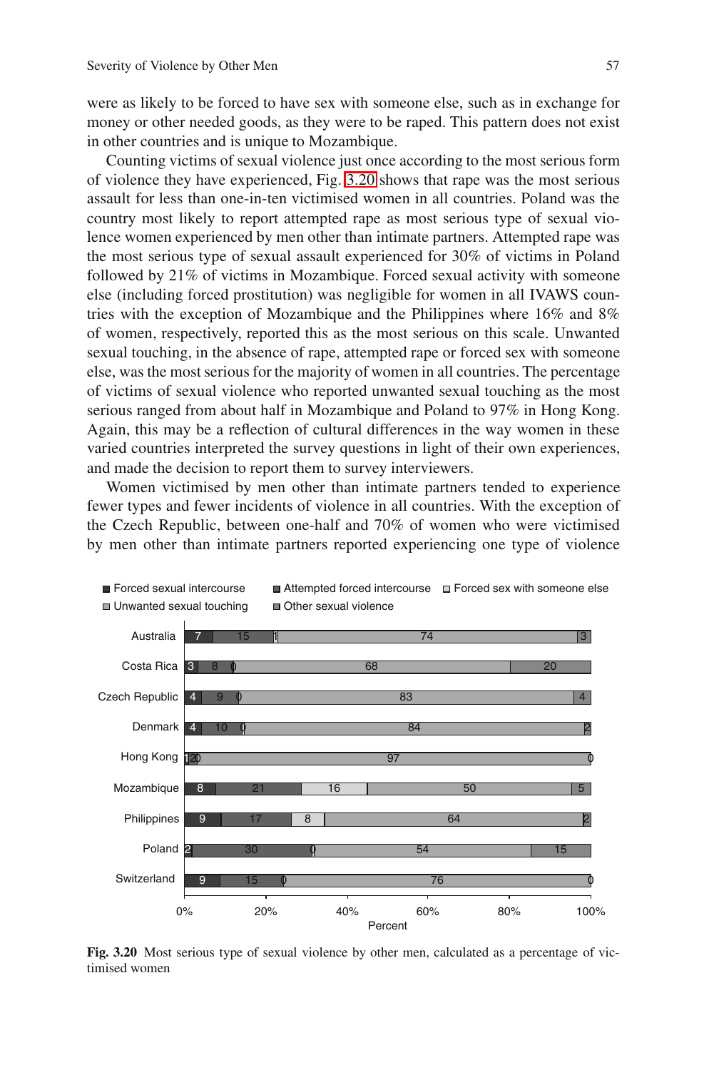were as likely to be forced to have sex with someone else, such as in exchange for money or other needed goods, as they were to be raped. This pattern does not exist in other countries and is unique to Mozambique.

Counting victims of sexual violence just once according to the most serious form of violence they have experienced, Fig. 3.20 shows that rape was the most serious assault for less than one-in-ten victimised women in all countries. Poland was the country most likely to report attempted rape as most serious type of sexual violence women experienced by men other than intimate partners. Attempted rape was the most serious type of sexual assault experienced for 30% of victims in Poland followed by 21% of victims in Mozambique. Forced sexual activity with someone else (including forced prostitution) was negligible for women in all IVAWS countries with the exception of Mozambique and the Philippines where 16% and 8% of women, respectively, reported this as the most serious on this scale. Unwanted sexual touching, in the absence of rape, attempted rape or forced sex with someone else, was the most serious for the majority of women in all countries. The percentage of victims of sexual violence who reported unwanted sexual touching as the most serious ranged from about half in Mozambique and Poland to 97% in Hong Kong. Again, this may be a reflection of cultural differences in the way women in these varied countries interpreted the survey questions in light of their own experiences, and made the decision to report them to survey interviewers.

Women victimised by men other than intimate partners tended to experience fewer types and fewer incidents of violence in all countries. With the exception of the Czech Republic, between one-half and 70% of women who were victimised by men other than intimate partners reported experiencing one type of violence

| Country | Forced sexual intercourse | Attempted forced intercourse | Forced sex with someone else | Unwanted sexual touching | Other sexual violence |
|---|---|---|---|---|---|
| Australia | 7 | 15 | 1 | 74 | 3 |
| Costa Rica | 3 | 8 | 0 | 68 | 20 |
| Czech Republic | 4 | 9 | 0 | 83 | 4 |
| Denmark | 4 | 10 | 0 | 84 | 2 |
| Hong Kong | 1 | 2 | 0 | 97 | 0 |
| Mozambique | 8 | 21 | 16 | 50 | 5 |
| Philippines | 9 | 17 | 8 | 64 | 2 |
| Poland | 2 | 30 | 0 | 54 | 15 |
| Switzerland | 9 | 15 | 0 | 76 | 0 |

**Fig. 3.20** Most serious type of sexual violence by other men, calculated as a percentage of victimised women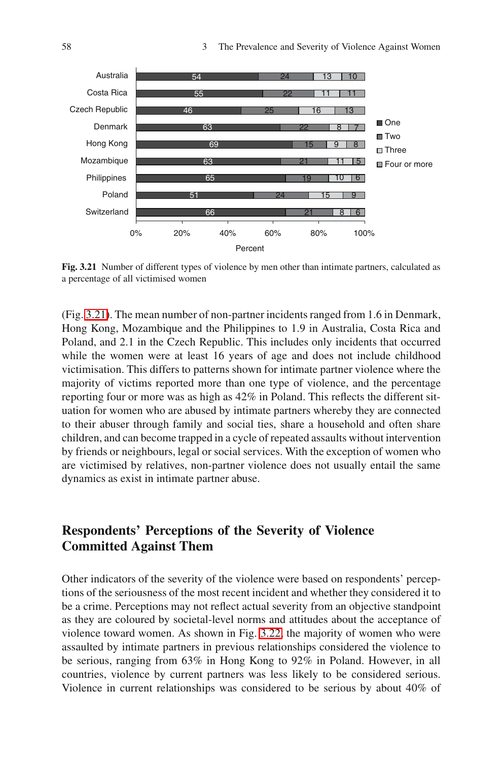| Country | One | Two | Three | Four or more |
|---|---|---|---|---|
| Australia | 54 | 24 | 13 | 10 |
| Costa Rica | 55 | 22 | 11 | 11 |
| Czech Republic | 46 | 25 | 16 | 13 |
| Denmark | 63 | 22 | 8 | 7 |
| Hong Kong | 69 | 15 | 9 | 8 |
| Mozambique | 63 | 21 | 11 | 5 |
| Philippines | 65 | 19 | 10 | 6 |
| Poland | 51 | 24 | 15 | 9 |
| Switzerland | 66 | 21 | 8 | 6 |

**Fig. 3.21** Number of different types of violence by men other than intimate partners, calculated as a percentage of all victimised women

(Fig. 3.21). The mean number of non-partner incidents ranged from 1.6 in Denmark, Hong Kong, Mozambique and the Philippines to 1.9 in Australia, Costa Rica and Poland, and 2.1 in the Czech Republic. This includes only incidents that occurred while the women were at least 16 years of age and does not include childhood victimisation. This differs to patterns shown for intimate partner violence where the majority of victims reported more than one type of violence, and the percentage reporting four or more was as high as 42% in Poland. This reflects the different situation for women who are abused by intimate partners whereby they are connected to their abuser through family and social ties, share a household and often share children, and can become trapped in a cycle of repeated assaults without intervention by friends or neighbours, legal or social services. With the exception of women who are victimised by relatives, non-partner violence does not usually entail the same dynamics as exist in intimate partner abuse.

## Respondents' Perceptions of the Severity of Violence Committed Against Them

Other indicators of the severity of the violence were based on respondents' perceptions of the seriousness of the most recent incident and whether they considered it to be a crime. Perceptions may not reflect actual severity from an objective standpoint as they are coloured by societal-level norms and attitudes about the acceptance of violence toward women. As shown in Fig. 3.22 the majority of women who were assaulted by intimate partners in previous relationships considered the violence to be serious, ranging from 63% in Hong Kong to 92% in Poland. However, in all countries, violence by current partners was less likely to be considered serious. Violence in current relationships was considered to be serious by about 40% of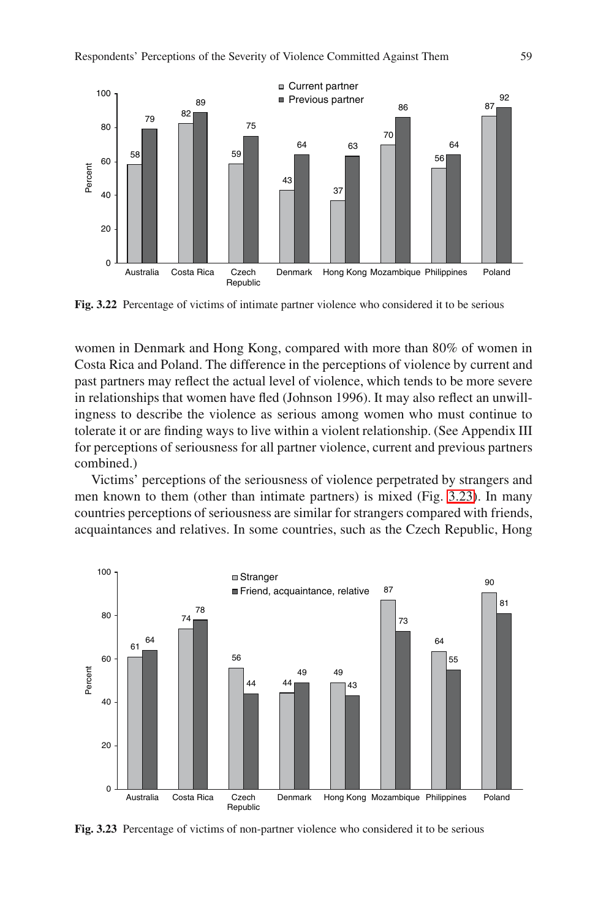Fig. 3.22 Percentage of victims of intimate partner violence who considered it to be serious

women in Denmark and Hong Kong, compared with more than 80% of women in Costa Rica and Poland. The difference in the perceptions of violence by current and past partners may reflect the actual level of violence, which tends to be more severe in relationships that women have fled (Johnson 1996). It may also reflect an unwillingness to describe the violence as serious among women who must continue to tolerate it or are finding ways to live within a violent relationship. (See Appendix III for perceptions of seriousness for all partner violence, current and previous partners combined.)

Victims' perceptions of the seriousness of violence perpetrated by strangers and men known to them (other than intimate partners) is mixed (Fig. 3.23). In many countries perceptions of seriousness are similar for strangers compared with friends, acquaintances and relatives. In some countries, such as the Czech Republic, Hong

Fig. 3.23 Percentage of victims of non-partner violence who considered it to be serious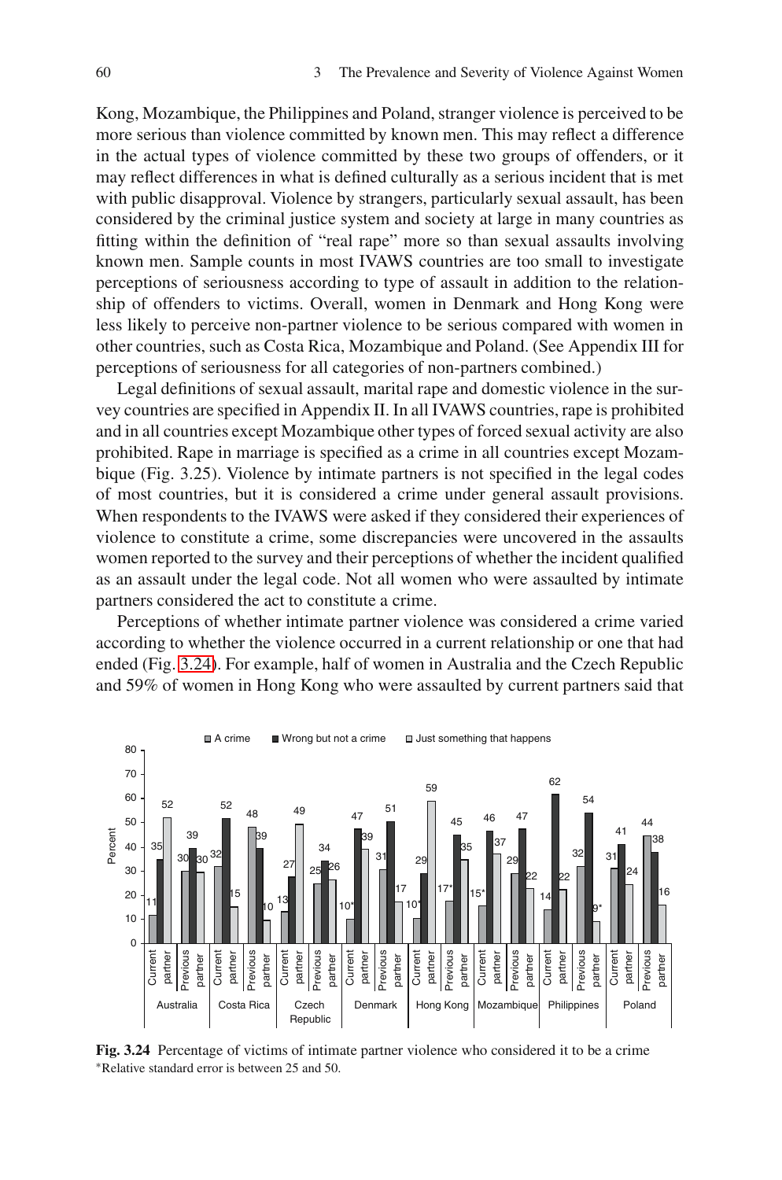Kong, Mozambique, the Philippines and Poland, stranger violence is perceived to be more serious than violence committed by known men. This may reflect a difference in the actual types of violence committed by these two groups of offenders, or it may reflect differences in what is defined culturally as a serious incident that is met with public disapproval. Violence by strangers, particularly sexual assault, has been considered by the criminal justice system and society at large in many countries as fitting within the definition of "real rape" more so than sexual assaults involving known men. Sample counts in most IVAWS countries are too small to investigate perceptions of seriousness according to type of assault in addition to the relationship of offenders to victims. Overall, women in Denmark and Hong Kong were less likely to perceive non-partner violence to be serious compared with women in other countries, such as Costa Rica, Mozambique and Poland. (See Appendix III for perceptions of seriousness for all categories of non-partners combined.)

Legal definitions of sexual assault, marital rape and domestic violence in the survey countries are specified in Appendix II. In all IVAWS countries, rape is prohibited and in all countries except Mozambique other types of forced sexual activity are also prohibited. Rape in marriage is specified as a crime in all countries except Mozambique (Fig. 3.25). Violence by intimate partners is not specified in the legal codes of most countries, but it is considered a crime under general assault provisions. When respondents to the IVAWS were asked if they considered their experiences of violence to constitute a crime, some discrepancies were uncovered in the assaults women reported to the survey and their perceptions of whether the incident qualified as an assault under the legal code. Not all women who were assaulted by intimate partners considered the act to constitute a crime.

Perceptions of whether intimate partner violence was considered a crime varied according to whether the violence occurred in a current relationship or one that had ended (Fig. 3.24). For example, half of women in Australia and the Czech Republic and 59% of women in Hong Kong who were assaulted by current partners said that

A crime
Wrong but not a crime
Just something that happens

Percent
0 10 20 30 40 50 60 70 80

Australia: Current partner 11, 35, 52; Previous partner 30, 39, 30
Costa Rica: Current partner 32, 52, 15; Previous partner 48, 39, 10
Czech Republic: Current partner 13, 27, 49; Previous partner 25, 34, 26
Denmark: Current partner 10*, 47, 39; Previous partner 31, 51, 17
Hong Kong: Current partner 10*, 29, 59; Previous partner 17*, 45, 35
Mozambique: Current partner 15*, 46, 37; Previous partner 29, 47, 22
Philippines: Current partner 14, 62, 22; Previous partner 32, 54, 9*
Poland: Current partner 31, 41, 24; Previous partner 44, 38, 16

**Fig. 3.24** Percentage of victims of intimate partner violence who considered it to be a crime
*Relative standard error is between 25 and 50.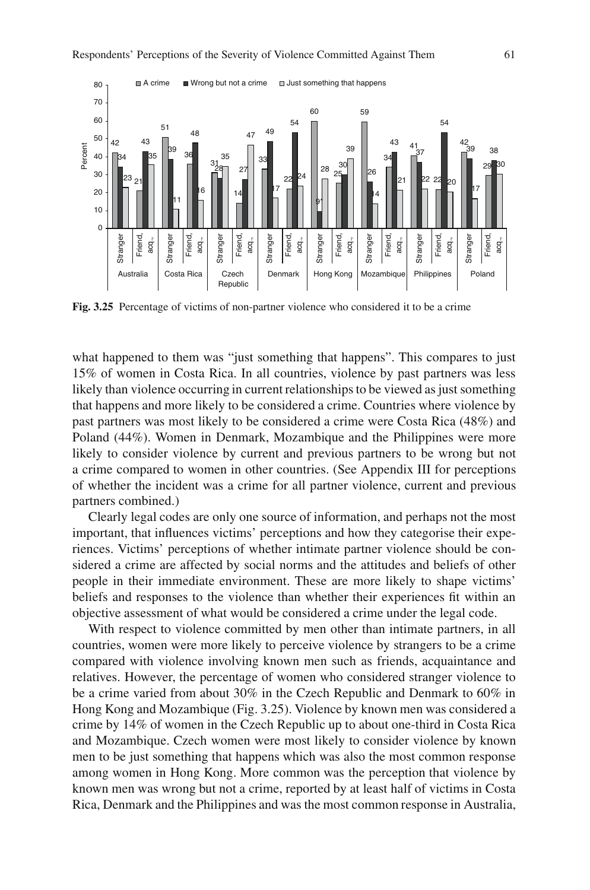80
70
60
50
40
30
20
10
0

Percent

A crime
Wrong but not a crime
Just something that happens

42 34 23
21 43 35
51 39 11
36 48 16
31 28 35
14 27 47
33 49 17
22 54 24
60 9 28
25 30 39
59 26 14
34 43 21
41 37 22
22 54 20
42 39 17
29 38 30

Stranger
Friend, acq.,

Australia
Costa Rica
Czech Republic
Denmark
Hong Kong
Mozambique
Philippines
Poland

**Fig. 3.25** Percentage of victims of non-partner violence who considered it to be a crime

what happened to them was "just something that happens". This compares to just 15% of women in Costa Rica. In all countries, violence by past partners was less likely than violence occurring in current relationships to be viewed as just something that happens and more likely to be considered a crime. Countries where violence by past partners was most likely to be considered a crime were Costa Rica (48%) and Poland (44%). Women in Denmark, Mozambique and the Philippines were more likely to consider violence by current and previous partners to be wrong but not a crime compared to women in other countries. (See Appendix III for perceptions of whether the incident was a crime for all partner violence, current and previous partners combined.)

Clearly legal codes are only one source of information, and perhaps not the most important, that influences victims' perceptions and how they categorise their experiences. Victims' perceptions of whether intimate partner violence should be considered a crime are affected by social norms and the attitudes and beliefs of other people in their immediate environment. These are more likely to shape victims' beliefs and responses to the violence than whether their experiences fit within an objective assessment of what would be considered a crime under the legal code.

With respect to violence committed by men other than intimate partners, in all countries, women were more likely to perceive violence by strangers to be a crime compared with violence involving known men such as friends, acquaintance and relatives. However, the percentage of women who considered stranger violence to be a crime varied from about 30% in the Czech Republic and Denmark to 60% in Hong Kong and Mozambique (Fig. 3.25). Violence by known men was considered a crime by 14% of women in the Czech Republic up to about one-third in Costa Rica and Mozambique. Czech women were most likely to consider violence by known men to be just something that happens which was also the most common response among women in Hong Kong. More common was the perception that violence by known men was wrong but not a crime, reported by at least half of victims in Costa Rica, Denmark and the Philippines and was the most common response in Australia,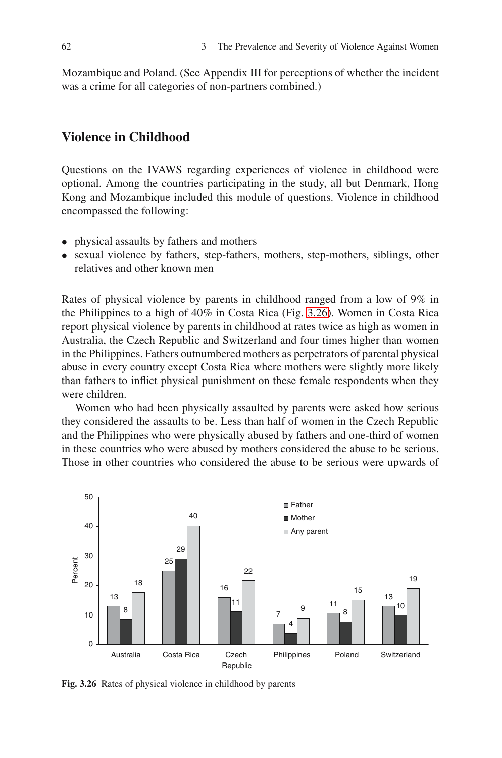Mozambique and Poland. (See Appendix III for perceptions of whether the incident was a crime for all categories of non-partners combined.)

## Violence in Childhood

Questions on the IVAWS regarding experiences of violence in childhood were optional. Among the countries participating in the study, all but Denmark, Hong Kong and Mozambique included this module of questions. Violence in childhood encompassed the following:

- physical assaults by fathers and mothers
- sexual violence by fathers, step-fathers, mothers, step-mothers, siblings, other relatives and other known men

Rates of physical violence by parents in childhood ranged from a low of 9% in the Philippines to a high of 40% in Costa Rica (Fig. 3.26). Women in Costa Rica report physical violence by parents in childhood at rates twice as high as women in Australia, the Czech Republic and Switzerland and four times higher than women in the Philippines. Fathers outnumbered mothers as perpetrators of parental physical abuse in every country except Costa Rica where mothers were slightly more likely than fathers to inflict physical punishment on these female respondents when they were children.

Women who had been physically assaulted by parents were asked how serious they considered the assaults to be. Less than half of women in the Czech Republic and the Philippines who were physically abused by fathers and one-third of women in these countries who were abused by mothers considered the abuse to be serious. Those in other countries who considered the abuse to be serious were upwards of

| Country | Father | Mother | Any parent |
|---|---|---|---|
| Australia | 13 | 8 | 18 |
| Costa Rica | 25 | 29 | 40 |
| Czech Republic | 16 | 11 | 22 |
| Philippines | 7 | 4 | 9 |
| Poland | 11 | 8 | 15 |
| Switzerland | 13 | 10 | 19 |

**Fig. 3.26** Rates of physical violence in childhood by parents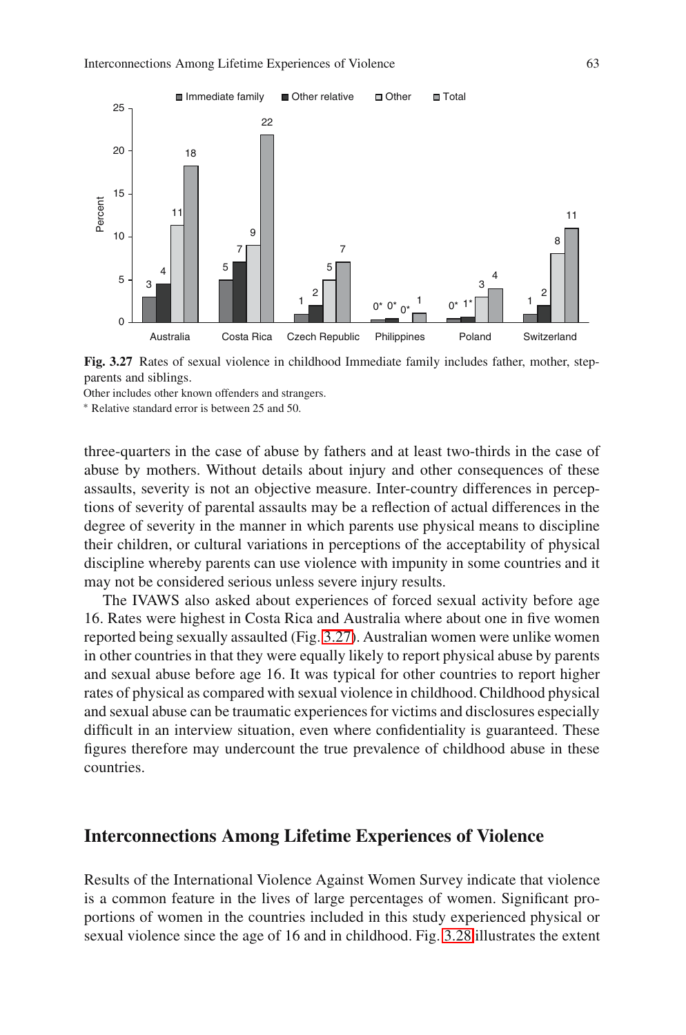| | Immediate family | Other relative | Other | Total |
|---|---|---|---|---|
| Australia | 3 | 4 | 11 | 18 |
| Costa Rica | 5 | 7 | 9 | 22 |
| Czech Republic | 1 | 2 | 5 | 7 |
| Philippines | 0* | 0* | 0* | 1 |
| Poland | 0* | 1* | 3 | 4 |
| Switzerland | 1 | 2 | 8 | 11 |

**Fig. 3.27** Rates of sexual violence in childhood Immediate family includes father, mother, step-parents and siblings.

Other includes other known offenders and strangers.

* Relative standard error is between 25 and 50.

three-quarters in the case of abuse by fathers and at least two-thirds in the case of abuse by mothers. Without details about injury and other consequences of these assaults, severity is not an objective measure. Inter-country differences in perceptions of severity of parental assaults may be a reflection of actual differences in the degree of severity in the manner in which parents use physical means to discipline their children, or cultural variations in perceptions of the acceptability of physical discipline whereby parents can use violence with impunity in some countries and it may not be considered serious unless severe injury results.

The IVAWS also asked about experiences of forced sexual activity before age 16. Rates were highest in Costa Rica and Australia where about one in five women reported being sexually assaulted (Fig. 3.27). Australian women were unlike women in other countries in that they were equally likely to report physical abuse by parents and sexual abuse before age 16. It was typical for other countries to report higher rates of physical as compared with sexual violence in childhood. Childhood physical and sexual abuse can be traumatic experiences for victims and disclosures especially difficult in an interview situation, even where confidentiality is guaranteed. These figures therefore may undercount the true prevalence of childhood abuse in these countries.

## Interconnections Among Lifetime Experiences of Violence

Results of the International Violence Against Women Survey indicate that violence is a common feature in the lives of large percentages of women. Significant proportions of women in the countries included in this study experienced physical or sexual violence since the age of 16 and in childhood. Fig. 3.28 illustrates the extent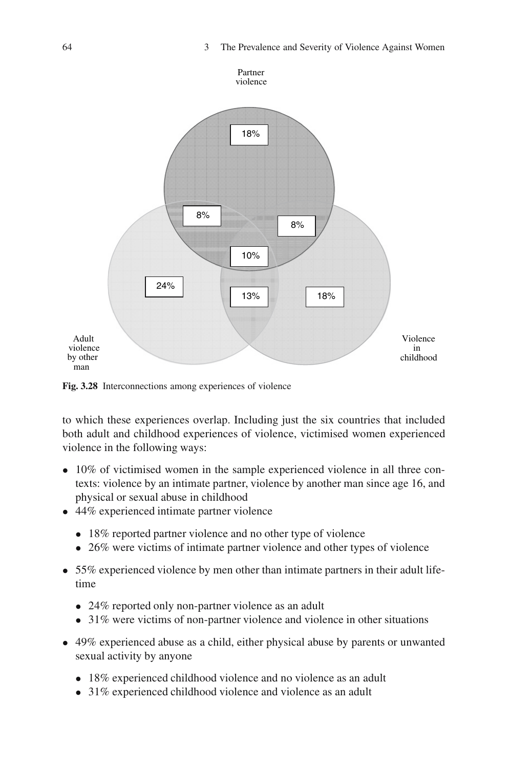Partner violence

18%

8%

8%

10%

24%

13%

18%

Adult violence by other man

Violence in childhood

**Fig. 3.28** Interconnections among experiences of violence

to which these experiences overlap. Including just the six countries that included both adult and childhood experiences of violence, victimised women experienced violence in the following ways:

- 10% of victimised women in the sample experienced violence in all three contexts: violence by an intimate partner, violence by another man since age 16, and physical or sexual abuse in childhood
- 44% experienced intimate partner violence
  - 18% reported partner violence and no other type of violence
  - 26% were victims of intimate partner violence and other types of violence
- 55% experienced violence by men other than intimate partners in their adult lifetime
  - 24% reported only non-partner violence as an adult
  - 31% were victims of non-partner violence and violence in other situations
- 49% experienced abuse as a child, either physical abuse by parents or unwanted sexual activity by anyone
  - 18% experienced childhood violence and no violence as an adult
  - 31% experienced childhood violence and violence as an adult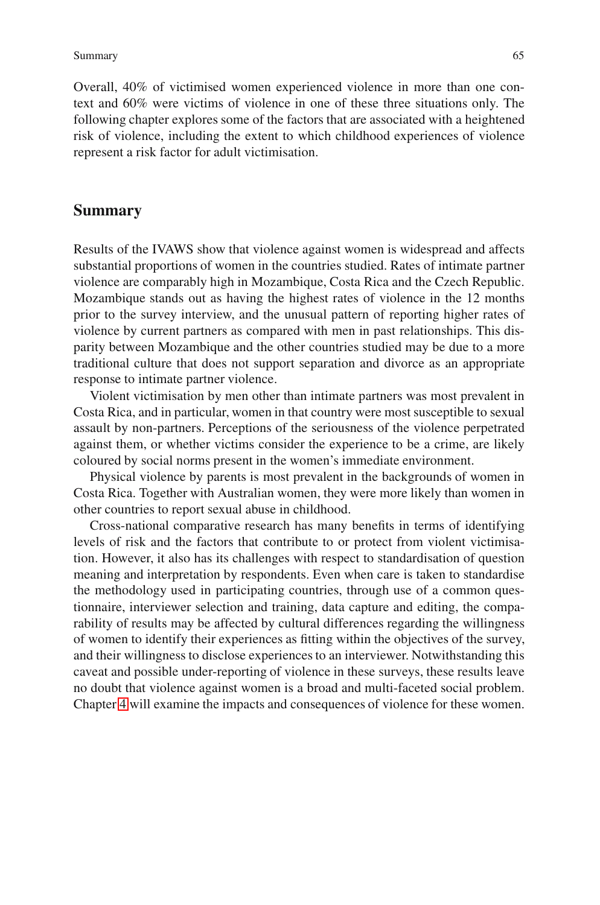Overall, 40% of victimised women experienced violence in more than one context and 60% were victims of violence in one of these three situations only. The following chapter explores some of the factors that are associated with a heightened risk of violence, including the extent to which childhood experiences of violence represent a risk factor for adult victimisation.

## Summary

Results of the IVAWS show that violence against women is widespread and affects substantial proportions of women in the countries studied. Rates of intimate partner violence are comparably high in Mozambique, Costa Rica and the Czech Republic. Mozambique stands out as having the highest rates of violence in the 12 months prior to the survey interview, and the unusual pattern of reporting higher rates of violence by current partners as compared with men in past relationships. This disparity between Mozambique and the other countries studied may be due to a more traditional culture that does not support separation and divorce as an appropriate response to intimate partner violence.

Violent victimisation by men other than intimate partners was most prevalent in Costa Rica, and in particular, women in that country were most susceptible to sexual assault by non-partners. Perceptions of the seriousness of the violence perpetrated against them, or whether victims consider the experience to be a crime, are likely coloured by social norms present in the women's immediate environment.

Physical violence by parents is most prevalent in the backgrounds of women in Costa Rica. Together with Australian women, they were more likely than women in other countries to report sexual abuse in childhood.

Cross-national comparative research has many benefits in terms of identifying levels of risk and the factors that contribute to or protect from violent victimisation. However, it also has its challenges with respect to standardisation of question meaning and interpretation by respondents. Even when care is taken to standardise the methodology used in participating countries, through use of a common questionnaire, interviewer selection and training, data capture and editing, the comparability of results may be affected by cultural differences regarding the willingness of women to identify their experiences as fitting within the objectives of the survey, and their willingness to disclose experiences to an interviewer. Notwithstanding this caveat and possible under-reporting of violence in these surveys, these results leave no doubt that violence against women is a broad and multi-faceted social problem. Chapter 4 will examine the impacts and consequences of violence for these women.